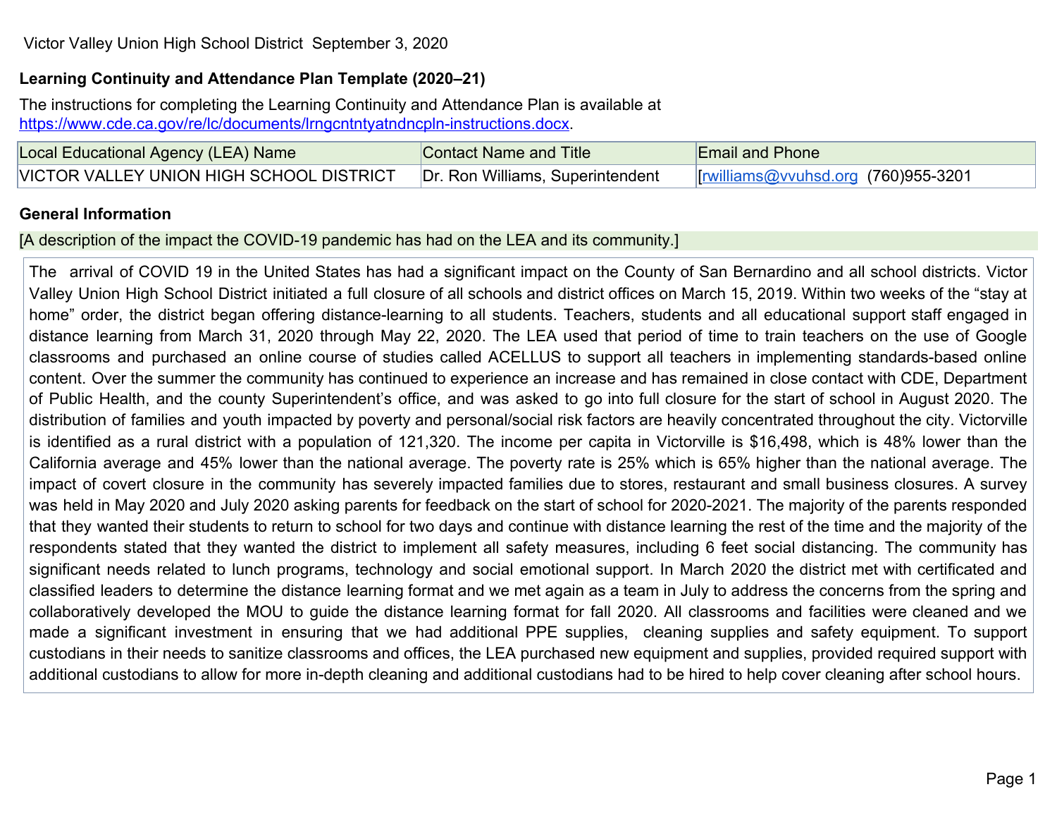Victor Valley Union High School District September 3, 2020

**Learning Continuity and Attendance Plan Template (2020–21)**

The instructions for completing the Learning Continuity and Attendance Plan is available at https://www.cde.ca.gov/re/lc/documents/lrngcntntyatndncpln-instructions.docx.

| Local Educational Agency (LEA) Name | Contact Name and Title | Email and Phone |
|---|---|---|
| VICTOR VALLEY UNION HIGH SCHOOL DISTRICT | Dr. Ron Williams, Superintendent | [rwilliams@vvuhsd.org (760)955-3201 |

**General Information**

[A description of the impact the COVID-19 pandemic has had on the LEA and its community.]

The arrival of COVID 19 in the United States has had a significant impact on the County of San Bernardino and all school districts. Victor Valley Union High School District initiated a full closure of all schools and district offices on March 15, 2019. Within two weeks of the "stay at home" order, the district began offering distance-learning to all students. Teachers, students and all educational support staff engaged in distance learning from March 31, 2020 through May 22, 2020. The LEA used that period of time to train teachers on the use of Google classrooms and purchased an online course of studies called ACELLUS to support all teachers in implementing standards-based online content. Over the summer the community has continued to experience an increase and has remained in close contact with CDE, Department of Public Health, and the county Superintendent's office, and was asked to go into full closure for the start of school in August 2020. The distribution of families and youth impacted by poverty and personal/social risk factors are heavily concentrated throughout the city. Victorville is identified as a rural district with a population of 121,320. The income per capita in Victorville is $16,498, which is 48% lower than the California average and 45% lower than the national average. The poverty rate is 25% which is 65% higher than the national average. The impact of covert closure in the community has severely impacted families due to stores, restaurant and small business closures. A survey was held in May 2020 and July 2020 asking parents for feedback on the start of school for 2020-2021. The majority of the parents responded that they wanted their students to return to school for two days and continue with distance learning the rest of the time and the majority of the respondents stated that they wanted the district to implement all safety measures, including 6 feet social distancing. The community has significant needs related to lunch programs, technology and social emotional support. In March 2020 the district met with certificated and classified leaders to determine the distance learning format and we met again as a team in July to address the concerns from the spring and collaboratively developed the MOU to guide the distance learning format for fall 2020. All classrooms and facilities were cleaned and we made a significant investment in ensuring that we had additional PPE supplies, cleaning supplies and safety equipment. To support custodians in their needs to sanitize classrooms and offices, the LEA purchased new equipment and supplies, provided required support with additional custodians to allow for more in-depth cleaning and additional custodians had to be hired to help cover cleaning after school hours.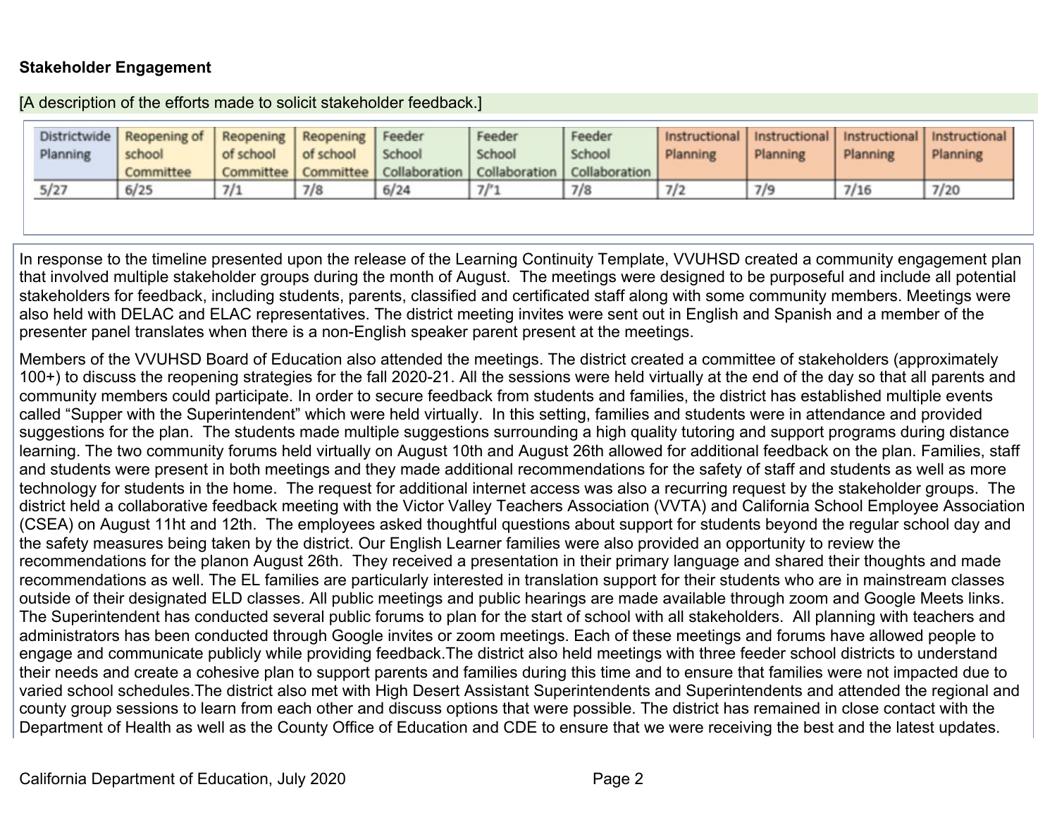**Stakeholder Engagement**

[A description of the efforts made to solicit stakeholder feedback.]

| Districtwide Planning | Reopening of school Committee | Reopening of school Committee | Reopening of school Committee | Feeder School Collaboration | Feeder School Collaboration | Feeder School Collaboration | Instructional Planning | Instructional Planning | Instructional Planning | Instructional Planning |
|---|---|---|---|---|---|---|---|---|---|---|
| 5/27 | 6/25 | 7/1 | 7/8 | 6/24 | 7/'1 | 7/8 | 7/2 | 7/9 | 7/16 | 7/20 |

In response to the timeline presented upon the release of the Learning Continuity Template, VVUHSD created a community engagement plan that involved multiple stakeholder groups during the month of August. The meetings were designed to be purposeful and include all potential stakeholders for feedback, including students, parents, classified and certificated staff along with some community members. Meetings were also held with DELAC and ELAC representatives. The district meeting invites were sent out in English and Spanish and a member of the presenter panel translates when there is a non-English speaker parent present at the meetings.

Members of the VVUHSD Board of Education also attended the meetings. The district created a committee of stakeholders (approximately 100+) to discuss the reopening strategies for the fall 2020-21. All the sessions were held virtually at the end of the day so that all parents and community members could participate. In order to secure feedback from students and families, the district has established multiple events called "Supper with the Superintendent" which were held virtually. In this setting, families and students were in attendance and provided suggestions for the plan. The students made multiple suggestions surrounding a high quality tutoring and support programs during distance learning. The two community forums held virtually on August 10th and August 26th allowed for additional feedback on the plan. Families, staff and students were present in both meetings and they made additional recommendations for the safety of staff and students as well as more technology for students in the home. The request for additional internet access was also a recurring request by the stakeholder groups. The district held a collaborative feedback meeting with the Victor Valley Teachers Association (VVTA) and California School Employee Association (CSEA) on August 11ht and 12th. The employees asked thoughtful questions about support for students beyond the regular school day and the safety measures being taken by the district. Our English Learner families were also provided an opportunity to review the recommendations for the planon August 26th. They received a presentation in their primary language and shared their thoughts and made recommendations as well. The EL families are particularly interested in translation support for their students who are in mainstream classes outside of their designated ELD classes. All public meetings and public hearings are made available through zoom and Google Meets links. The Superintendent has conducted several public forums to plan for the start of school with all stakeholders. All planning with teachers and administrators has been conducted through Google invites or zoom meetings. Each of these meetings and forums have allowed people to engage and communicate publicly while providing feedback.The district also held meetings with three feeder school districts to understand their needs and create a cohesive plan to support parents and families during this time and to ensure that families were not impacted due to varied school schedules.The district also met with High Desert Assistant Superintendents and Superintendents and attended the regional and county group sessions to learn from each other and discuss options that were possible. The district has remained in close contact with the Department of Health as well as the County Office of Education and CDE to ensure that we were receiving the best and the latest updates.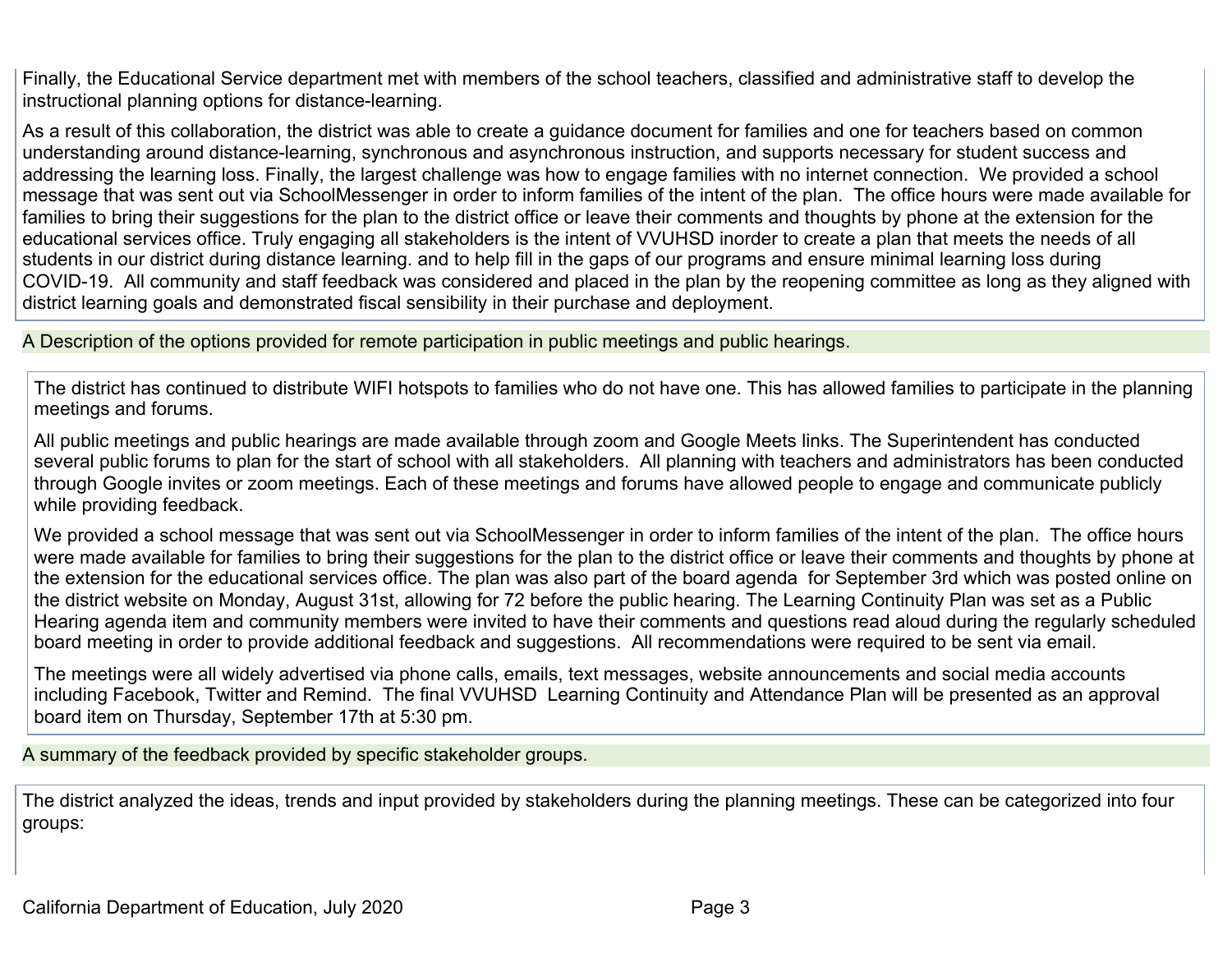Finally, the Educational Service department met with members of the school teachers, classified and administrative staff to develop the instructional planning options for distance-learning.

As a result of this collaboration, the district was able to create a guidance document for families and one for teachers based on common understanding around distance-learning, synchronous and asynchronous instruction, and supports necessary for student success and addressing the learning loss. Finally, the largest challenge was how to engage families with no internet connection. We provided a school message that was sent out via SchoolMessenger in order to inform families of the intent of the plan. The office hours were made available for families to bring their suggestions for the plan to the district office or leave their comments and thoughts by phone at the extension for the educational services office. Truly engaging all stakeholders is the intent of VVUHSD inorder to create a plan that meets the needs of all students in our district during distance learning. and to help fill in the gaps of our programs and ensure minimal learning loss during COVID-19. All community and staff feedback was considered and placed in the plan by the reopening committee as long as they aligned with district learning goals and demonstrated fiscal sensibility in their purchase and deployment.

A Description of the options provided for remote participation in public meetings and public hearings.

The district has continued to distribute WIFI hotspots to families who do not have one. This has allowed families to participate in the planning meetings and forums.

All public meetings and public hearings are made available through zoom and Google Meets links. The Superintendent has conducted several public forums to plan for the start of school with all stakeholders. All planning with teachers and administrators has been conducted through Google invites or zoom meetings. Each of these meetings and forums have allowed people to engage and communicate publicly while providing feedback.

We provided a school message that was sent out via SchoolMessenger in order to inform families of the intent of the plan. The office hours were made available for families to bring their suggestions for the plan to the district office or leave their comments and thoughts by phone at the extension for the educational services office. The plan was also part of the board agenda for September 3rd which was posted online on the district website on Monday, August 31st, allowing for 72 before the public hearing. The Learning Continuity Plan was set as a Public Hearing agenda item and community members were invited to have their comments and questions read aloud during the regularly scheduled board meeting in order to provide additional feedback and suggestions. All recommendations were required to be sent via email.

The meetings were all widely advertised via phone calls, emails, text messages, website announcements and social media accounts including Facebook, Twitter and Remind. The final VVUHSD Learning Continuity and Attendance Plan will be presented as an approval board item on Thursday, September 17th at 5:30 pm.

A summary of the feedback provided by specific stakeholder groups.

The district analyzed the ideas, trends and input provided by stakeholders during the planning meetings. These can be categorized into four groups: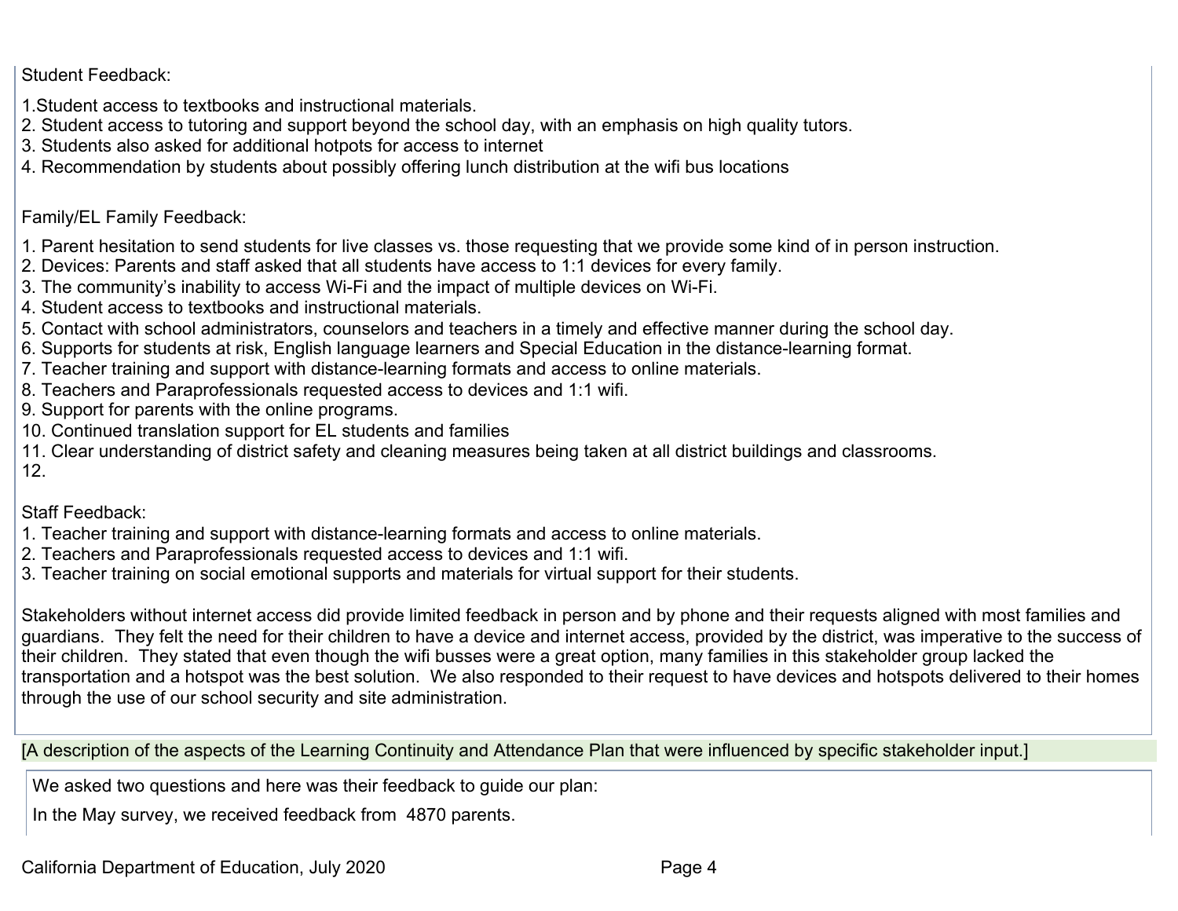Student Feedback:

1.Student access to textbooks and instructional materials.
2. Student access to tutoring and support beyond the school day, with an emphasis on high quality tutors.
3. Students also asked for additional hotpots for access to internet
4. Recommendation by students about possibly offering lunch distribution at the wifi bus locations

Family/EL Family Feedback:

1. Parent hesitation to send students for live classes vs. those requesting that we provide some kind of in person instruction.
2. Devices: Parents and staff asked that all students have access to 1:1 devices for every family.
3. The community's inability to access Wi-Fi and the impact of multiple devices on Wi-Fi.
4. Student access to textbooks and instructional materials.
5. Contact with school administrators, counselors and teachers in a timely and effective manner during the school day.
6. Supports for students at risk, English language learners and Special Education in the distance-learning format.
7. Teacher training and support with distance-learning formats and access to online materials.
8. Teachers and Paraprofessionals requested access to devices and 1:1 wifi.
9. Support for parents with the online programs.
10. Continued translation support for EL students and families
11. Clear understanding of district safety and cleaning measures being taken at all district buildings and classrooms.
12.

Staff Feedback:
1. Teacher training and support with distance-learning formats and access to online materials.
2. Teachers and Paraprofessionals requested access to devices and 1:1 wifi.
3. Teacher training on social emotional supports and materials for virtual support for their students.

Stakeholders without internet access did provide limited feedback in person and by phone and their requests aligned with most families and guardians. They felt the need for their children to have a device and internet access, provided by the district, was imperative to the success of their children. They stated that even though the wifi busses were a great option, many families in this stakeholder group lacked the transportation and a hotspot was the best solution. We also responded to their request to have devices and hotspots delivered to their homes through the use of our school security and site administration.

[A description of the aspects of the Learning Continuity and Attendance Plan that were influenced by specific stakeholder input.]

We asked two questions and here was their feedback to guide our plan:

In the May survey, we received feedback from 4870 parents.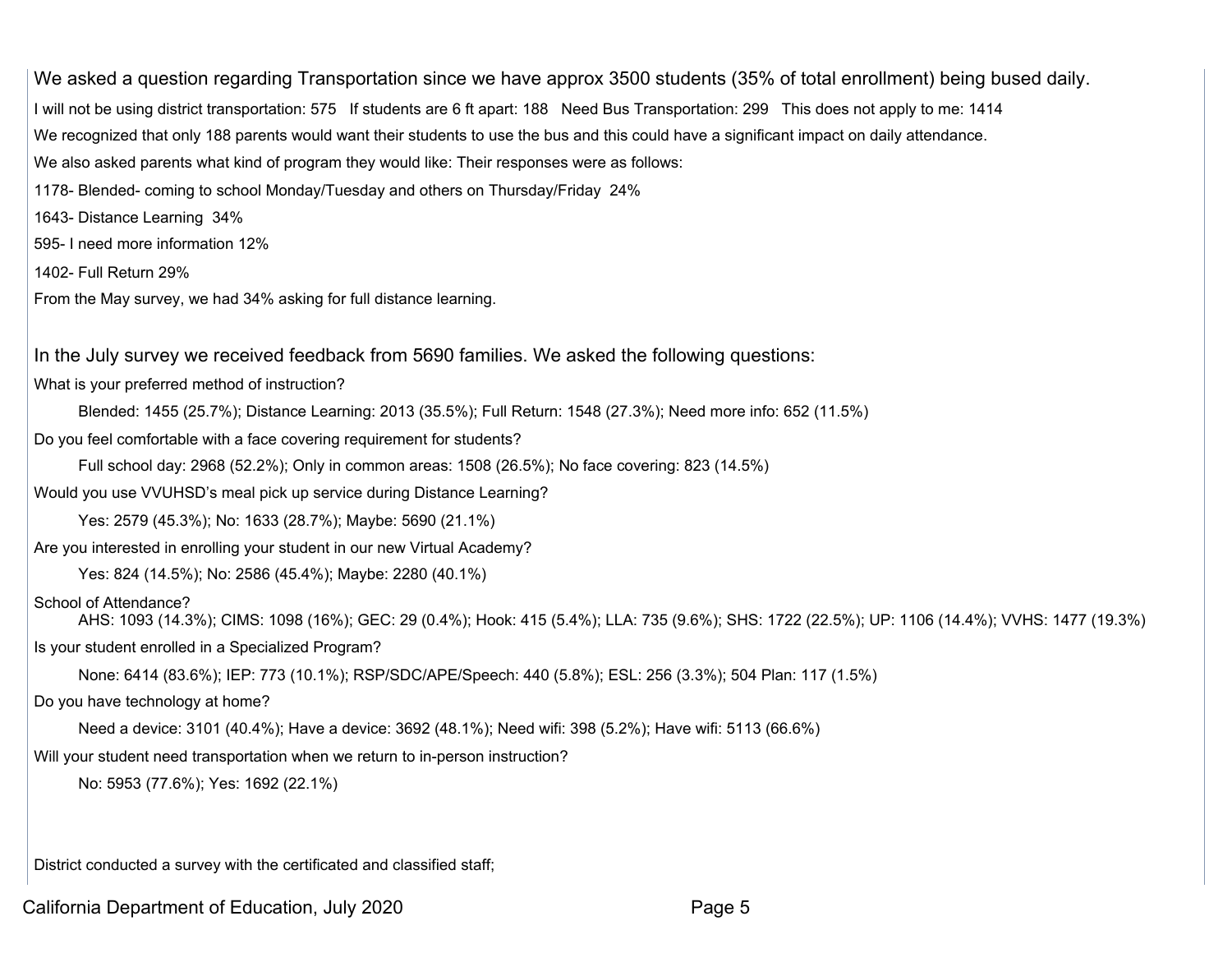We asked a question regarding Transportation since we have approx 3500 students (35% of total enrollment) being bused daily.

I will not be using district transportation: 575   If students are 6 ft apart: 188   Need Bus Transportation: 299   This does not apply to me: 1414

We recognized that only 188 parents would want their students to use the bus and this could have a significant impact on daily attendance.

We also asked parents what kind of program they would like: Their responses were as follows:

1178- Blended- coming to school Monday/Tuesday and others on Thursday/Friday  24%

1643- Distance Learning  34%

595- I need more information 12%

1402- Full Return 29%

From the May survey, we had 34% asking for full distance learning.

In the July survey we received feedback from 5690 families. We asked the following questions:

What is your preferred method of instruction?

Blended: 1455 (25.7%); Distance Learning: 2013 (35.5%); Full Return: 1548 (27.3%); Need more info: 652 (11.5%)

Do you feel comfortable with a face covering requirement for students?

Full school day: 2968 (52.2%); Only in common areas: 1508 (26.5%); No face covering: 823 (14.5%)

Would you use VVUHSD's meal pick up service during Distance Learning?

Yes: 2579 (45.3%); No: 1633 (28.7%); Maybe: 5690 (21.1%)

Are you interested in enrolling your student in our new Virtual Academy?

Yes: 824 (14.5%); No: 2586 (45.4%); Maybe: 2280 (40.1%)

School of Attendance?

AHS: 1093 (14.3%); CIMS: 1098 (16%); GEC: 29 (0.4%); Hook: 415 (5.4%); LLA: 735 (9.6%); SHS: 1722 (22.5%); UP: 1106 (14.4%); VVHS: 1477 (19.3%)

Is your student enrolled in a Specialized Program?

None: 6414 (83.6%); IEP: 773 (10.1%); RSP/SDC/APE/Speech: 440 (5.8%); ESL: 256 (3.3%); 504 Plan: 117 (1.5%)

Do you have technology at home?

Need a device: 3101 (40.4%); Have a device: 3692 (48.1%); Need wifi: 398 (5.2%); Have wifi: 5113 (66.6%)

Will your student need transportation when we return to in-person instruction?

No: 5953 (77.6%); Yes: 1692 (22.1%)

District conducted a survey with the certificated and classified staff;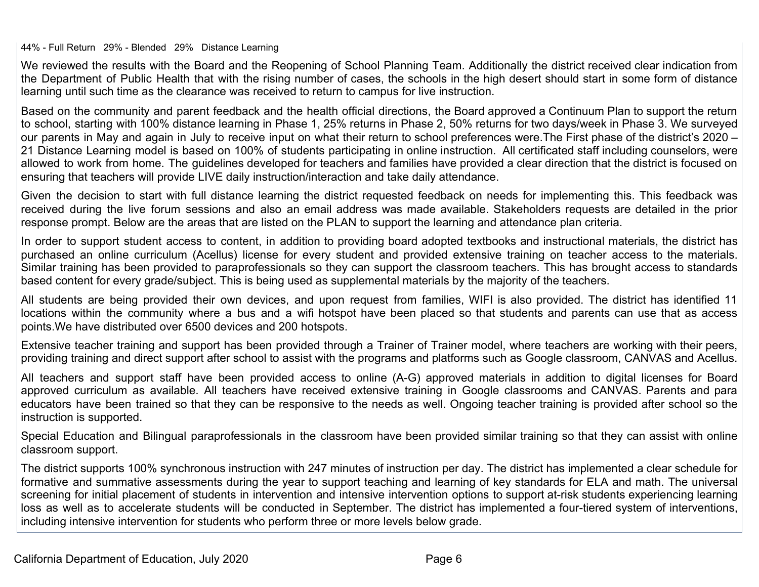44% - Full Return 29% - Blended 29% Distance Learning

We reviewed the results with the Board and the Reopening of School Planning Team. Additionally the district received clear indication from the Department of Public Health that with the rising number of cases, the schools in the high desert should start in some form of distance learning until such time as the clearance was received to return to campus for live instruction.

Based on the community and parent feedback and the health official directions, the Board approved a Continuum Plan to support the return to school, starting with 100% distance learning in Phase 1, 25% returns in Phase 2, 50% returns for two days/week in Phase 3. We surveyed our parents in May and again in July to receive input on what their return to school preferences were.The First phase of the district's 2020 – 21 Distance Learning model is based on 100% of students participating in online instruction. All certificated staff including counselors, were allowed to work from home. The guidelines developed for teachers and families have provided a clear direction that the district is focused on ensuring that teachers will provide LIVE daily instruction/interaction and take daily attendance.

Given the decision to start with full distance learning the district requested feedback on needs for implementing this. This feedback was received during the live forum sessions and also an email address was made available. Stakeholders requests are detailed in the prior response prompt. Below are the areas that are listed on the PLAN to support the learning and attendance plan criteria.

In order to support student access to content, in addition to providing board adopted textbooks and instructional materials, the district has purchased an online curriculum (Acellus) license for every student and provided extensive training on teacher access to the materials. Similar training has been provided to paraprofessionals so they can support the classroom teachers. This has brought access to standards based content for every grade/subject. This is being used as supplemental materials by the majority of the teachers.

All students are being provided their own devices, and upon request from families, WIFI is also provided. The district has identified 11 locations within the community where a bus and a wifi hotspot have been placed so that students and parents can use that as access points.We have distributed over 6500 devices and 200 hotspots.

Extensive teacher training and support has been provided through a Trainer of Trainer model, where teachers are working with their peers, providing training and direct support after school to assist with the programs and platforms such as Google classroom, CANVAS and Acellus.

All teachers and support staff have been provided access to online (A-G) approved materials in addition to digital licenses for Board approved curriculum as available. All teachers have received extensive training in Google classrooms and CANVAS. Parents and para educators have been trained so that they can be responsive to the needs as well. Ongoing teacher training is provided after school so the instruction is supported.

Special Education and Bilingual paraprofessionals in the classroom have been provided similar training so that they can assist with online classroom support.

The district supports 100% synchronous instruction with 247 minutes of instruction per day. The district has implemented a clear schedule for formative and summative assessments during the year to support teaching and learning of key standards for ELA and math. The universal screening for initial placement of students in intervention and intensive intervention options to support at-risk students experiencing learning loss as well as to accelerate students will be conducted in September. The district has implemented a four-tiered system of interventions, including intensive intervention for students who perform three or more levels below grade.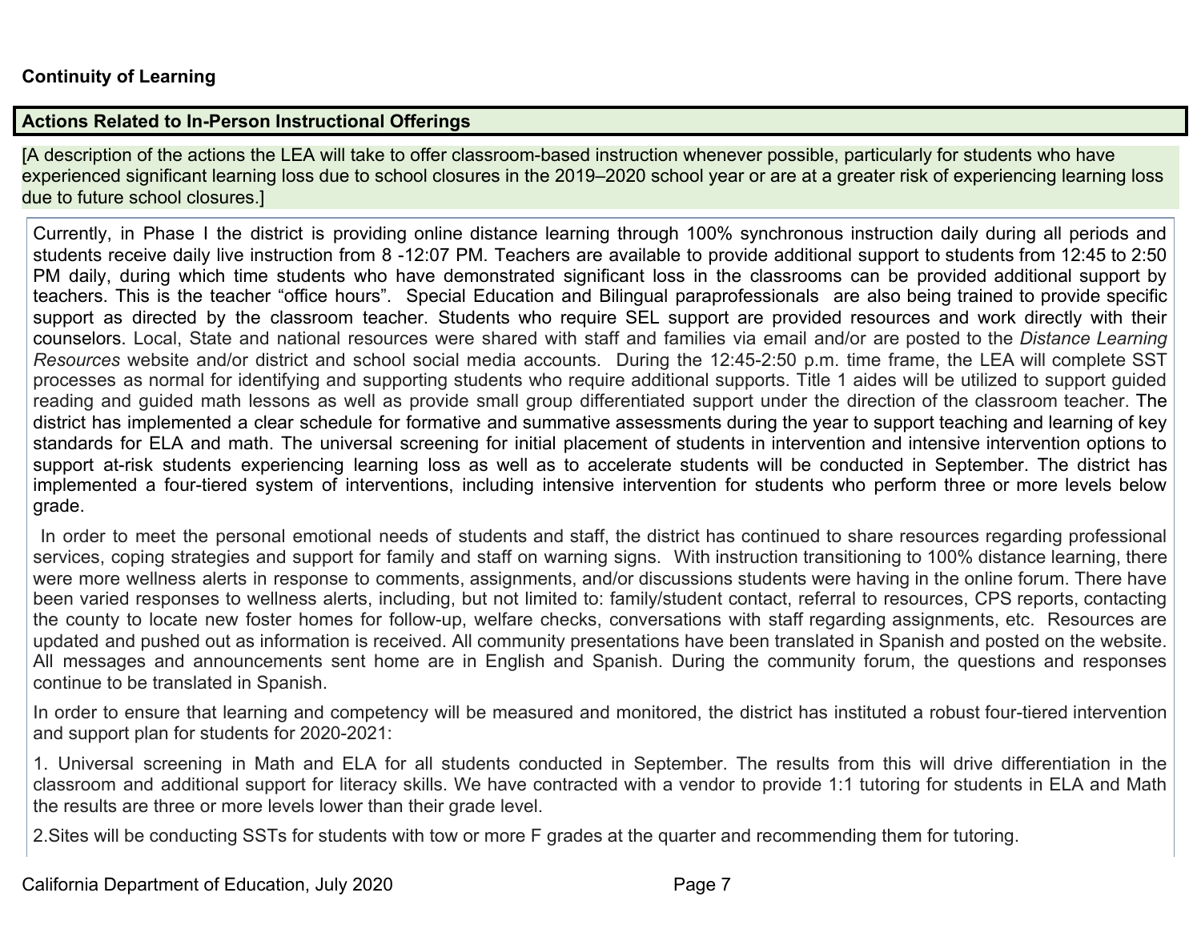**Continuity of Learning**

**Actions Related to In-Person Instructional Offerings**

[A description of the actions the LEA will take to offer classroom-based instruction whenever possible, particularly for students who have experienced significant learning loss due to school closures in the 2019–2020 school year or are at a greater risk of experiencing learning loss due to future school closures.]

Currently, in Phase I the district is providing online distance learning through 100% synchronous instruction daily during all periods and students receive daily live instruction from 8 -12:07 PM. Teachers are available to provide additional support to students from 12:45 to 2:50 PM daily, during which time students who have demonstrated significant loss in the classrooms can be provided additional support by teachers. This is the teacher "office hours". Special Education and Bilingual paraprofessionals are also being trained to provide specific support as directed by the classroom teacher. Students who require SEL support are provided resources and work directly with their counselors. Local, State and national resources were shared with staff and families via email and/or are posted to the *Distance Learning Resources* website and/or district and school social media accounts. During the 12:45-2:50 p.m. time frame, the LEA will complete SST processes as normal for identifying and supporting students who require additional supports. Title 1 aides will be utilized to support guided reading and guided math lessons as well as provide small group differentiated support under the direction of the classroom teacher. The district has implemented a clear schedule for formative and summative assessments during the year to support teaching and learning of key standards for ELA and math. The universal screening for initial placement of students in intervention and intensive intervention options to support at-risk students experiencing learning loss as well as to accelerate students will be conducted in September. The district has implemented a four-tiered system of interventions, including intensive intervention for students who perform three or more levels below grade.

In order to meet the personal emotional needs of students and staff, the district has continued to share resources regarding professional services, coping strategies and support for family and staff on warning signs. With instruction transitioning to 100% distance learning, there were more wellness alerts in response to comments, assignments, and/or discussions students were having in the online forum. There have been varied responses to wellness alerts, including, but not limited to: family/student contact, referral to resources, CPS reports, contacting the county to locate new foster homes for follow-up, welfare checks, conversations with staff regarding assignments, etc. Resources are updated and pushed out as information is received. All community presentations have been translated in Spanish and posted on the website. All messages and announcements sent home are in English and Spanish. During the community forum, the questions and responses continue to be translated in Spanish.

In order to ensure that learning and competency will be measured and monitored, the district has instituted a robust four-tiered intervention and support plan for students for 2020-2021:

1. Universal screening in Math and ELA for all students conducted in September. The results from this will drive differentiation in the classroom and additional support for literacy skills. We have contracted with a vendor to provide 1:1 tutoring for students in ELA and Math the results are three or more levels lower than their grade level.

2.Sites will be conducting SSTs for students with tow or more F grades at the quarter and recommending them for tutoring.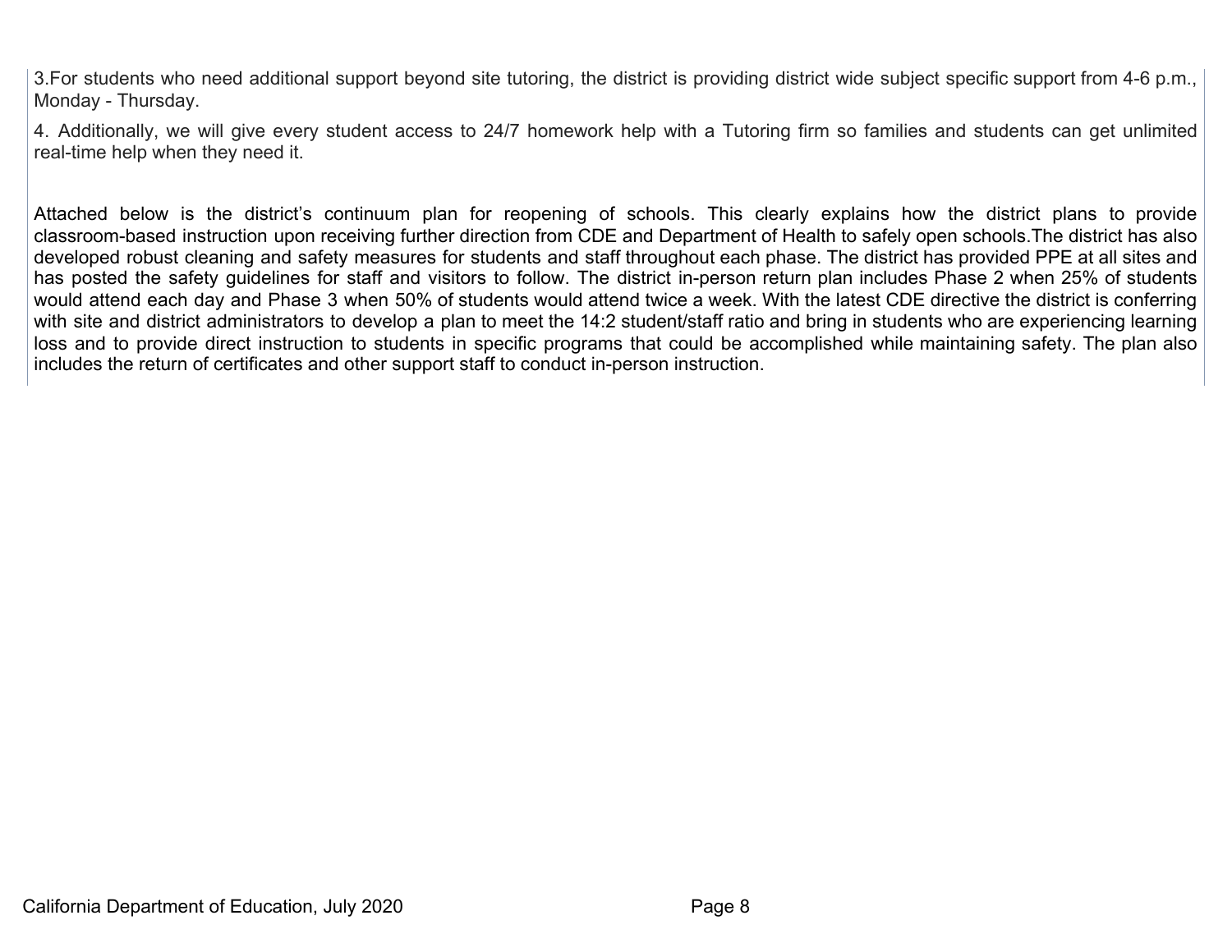3.For students who need additional support beyond site tutoring, the district is providing district wide subject specific support from 4-6 p.m., Monday - Thursday.

4. Additionally, we will give every student access to 24/7 homework help with a Tutoring firm so families and students can get unlimited real-time help when they need it.

Attached below is the district's continuum plan for reopening of schools. This clearly explains how the district plans to provide classroom-based instruction upon receiving further direction from CDE and Department of Health to safely open schools.The district has also developed robust cleaning and safety measures for students and staff throughout each phase. The district has provided PPE at all sites and has posted the safety guidelines for staff and visitors to follow. The district in-person return plan includes Phase 2 when 25% of students would attend each day and Phase 3 when 50% of students would attend twice a week. With the latest CDE directive the district is conferring with site and district administrators to develop a plan to meet the 14:2 student/staff ratio and bring in students who are experiencing learning loss and to provide direct instruction to students in specific programs that could be accomplished while maintaining safety. The plan also includes the return of certificates and other support staff to conduct in-person instruction.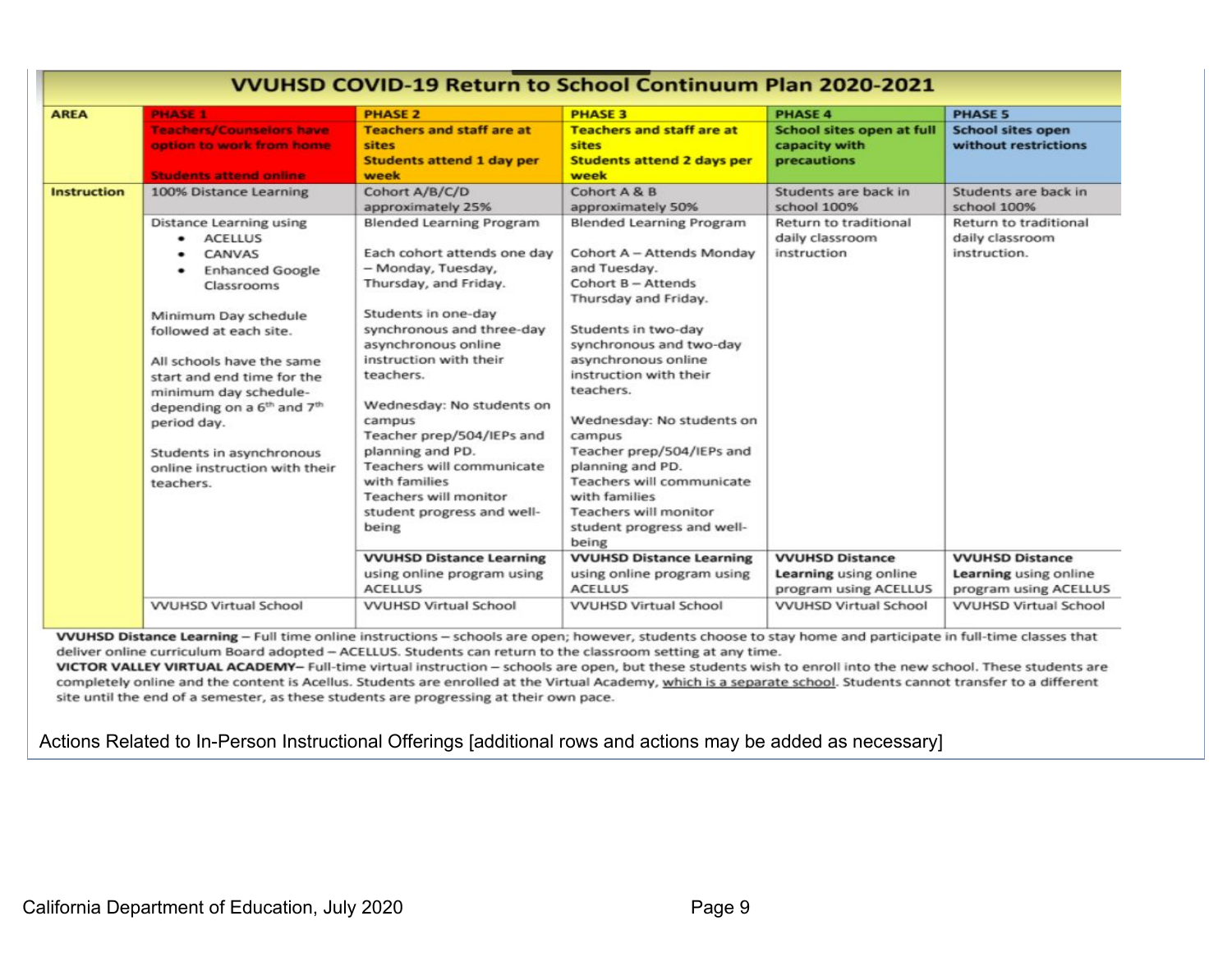| VVUHSD COVID-19 Return to School Continuum Plan 2020-2021 | | | | | |
|---|---|---|---|---|---|
| **AREA** | **PHASE 1** **Teachers/Counselors have option to work from home** **Students attend online** | **PHASE 2** **Teachers and staff are at sites** **Students attend 1 day per week** | **PHASE 3** **Teachers and staff are at sites** **Students attend 2 days per week** | **PHASE 4** **School sites open at full capacity with precautions** | **PHASE 5** **School sites open without restrictions** |
| **Instruction** | 100% Distance Learning | Cohort A/B/C/D approximately 25% | Cohort A & B approximately 50% | Students are back in school 100% | Students are back in school 100% |
| | Distance Learning using<br>• ACELLUS<br>• CANVAS<br>• Enhanced Google Classrooms<br><br>Minimum Day schedule followed at each site.<br><br>All schools have the same start and end time for the minimum day schedule- depending on a 6th and 7th period day.<br><br>Students in asynchronous online instruction with their teachers. | Blended Learning Program<br><br>Each cohort attends one day – Monday, Tuesday, Thursday, and Friday.<br><br>Students in one-day synchronous and three-day asynchronous online instruction with their teachers.<br><br>Wednesday: No students on campus<br>Teacher prep/504/IEPs and planning and PD.<br>Teachers will communicate with families<br>Teachers will monitor student progress and well-being | Blended Learning Program<br><br>Cohort A – Attends Monday and Tuesday.<br>Cohort B – Attends Thursday and Friday.<br><br>Students in two-day synchronous and two-day asynchronous online instruction with their teachers.<br><br>Wednesday: No students on campus<br>Teacher prep/504/IEPs and planning and PD.<br>Teachers will communicate with families<br>Teachers will monitor student progress and well-being | Return to traditional daily classroom instruction | Return to traditional daily classroom instruction. |
| | | **VVUHSD Distance Learning** using online program using ACELLUS | **VVUHSD Distance Learning** using online program using ACELLUS | **VVUHSD Distance Learning** using online program using ACELLUS | **VVUHSD Distance Learning** using online program using ACELLUS |
| | VVUHSD Virtual School | VVUHSD Virtual School | VVUHSD Virtual School | VVUHSD Virtual School | VVUHSD Virtual School |

**VVUHSD Distance Learning** – Full time online instructions – schools are open; however, students choose to stay home and participate in full-time classes that deliver online curriculum Board adopted – ACELLUS. Students can return to the classroom setting at any time.
**VICTOR VALLEY VIRTUAL ACADEMY**– Full-time virtual instruction – schools are open, but these students wish to enroll into the new school. These students are completely online and the content is Acellus. Students are enrolled at the Virtual Academy, which is a separate school. Students cannot transfer to a different site until the end of a semester, as these students are progressing at their own pace.

Actions Related to In-Person Instructional Offerings [additional rows and actions may be added as necessary]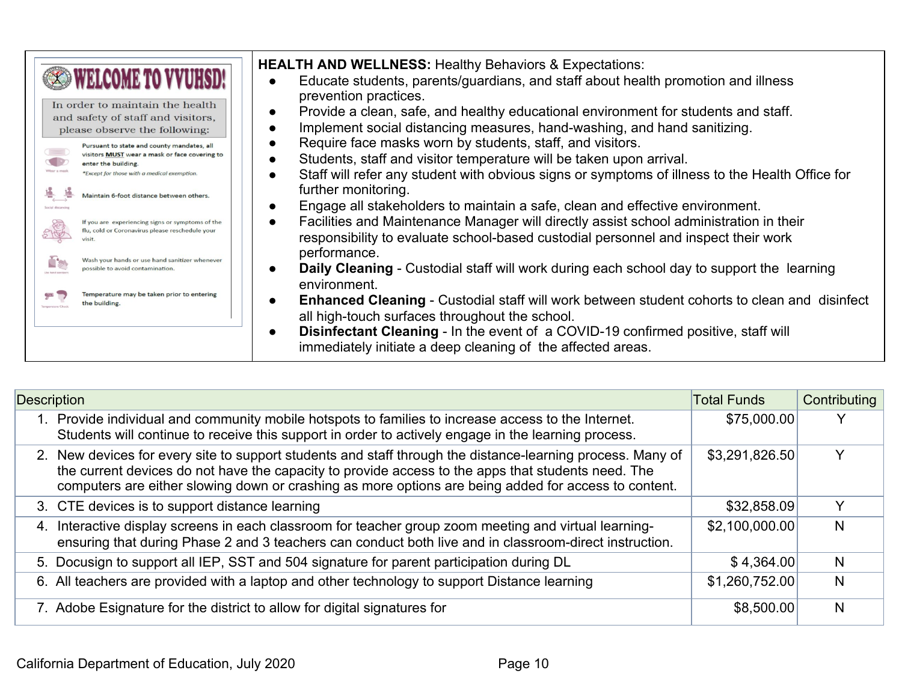| | |
|---|---|
| **WELCOME TO VVUHSD!**<br><br>In order to maintain the health and safety of staff and visitors, please observe the following:<br><br>Pursuant to state and county mandates, all visitors **MUST** wear a mask or face covering to enter the building. *\*Except for those with a medical exemption.*<br><br>Maintain 6-foot distance between others.<br><br>If you are experiencing signs or symptoms of the flu, cold or Coronavirus please reschedule your visit.<br><br>Wash your hands or use hand sanitizer whenever possible to avoid contamination.<br><br>Temperature may be taken prior to entering the building. | **HEALTH AND WELLNESS:** Healthy Behaviors & Expectations:<br>● Educate students, parents/guardians, and staff about health promotion and illness prevention practices.<br>● Provide a clean, safe, and healthy educational environment for students and staff.<br>● Implement social distancing measures, hand-washing, and hand sanitizing.<br>● Require face masks worn by students, staff, and visitors.<br>● Students, staff and visitor temperature will be taken upon arrival.<br>● Staff will refer any student with obvious signs or symptoms of illness to the Health Office for further monitoring.<br>● Engage all stakeholders to maintain a safe, clean and effective environment.<br>● Facilities and Maintenance Manager will directly assist school administration in their responsibility to evaluate school-based custodial personnel and inspect their work performance.<br>● **Daily Cleaning** - Custodial staff will work during each school day to support the learning environment.<br>● **Enhanced Cleaning** - Custodial staff will work between student cohorts to clean and disinfect all high-touch surfaces throughout the school.<br>● **Disinfectant Cleaning** - In the event of a COVID-19 confirmed positive, staff will immediately initiate a deep cleaning of the affected areas. |

| Description | Total Funds | Contributing |
|---|---|---|
| 1. Provide individual and community mobile hotspots to families to increase access to the Internet. Students will continue to receive this support in order to actively engage in the learning process. | $75,000.00 | Y |
| 2. New devices for every site to support students and staff through the distance-learning process. Many of the current devices do not have the capacity to provide access to the apps that students need. The computers are either slowing down or crashing as more options are being added for access to content. | $3,291,826.50 | Y |
| 3. CTE devices is to support distance learning | $32,858.09 | Y |
| 4. Interactive display screens in each classroom for teacher group zoom meeting and virtual learning- ensuring that during Phase 2 and 3 teachers can conduct both live and in classroom-direct instruction. | $2,100,000.00 | N |
| 5. Docusign to support all IEP, SST and 504 signature for parent participation during DL | $ 4,364.00 | N |
| 6. All teachers are provided with a laptop and other technology to support Distance learning | $1,260,752.00 | N |
| 7. Adobe Esignature for the district to allow for digital signatures for | $8,500.00 | N |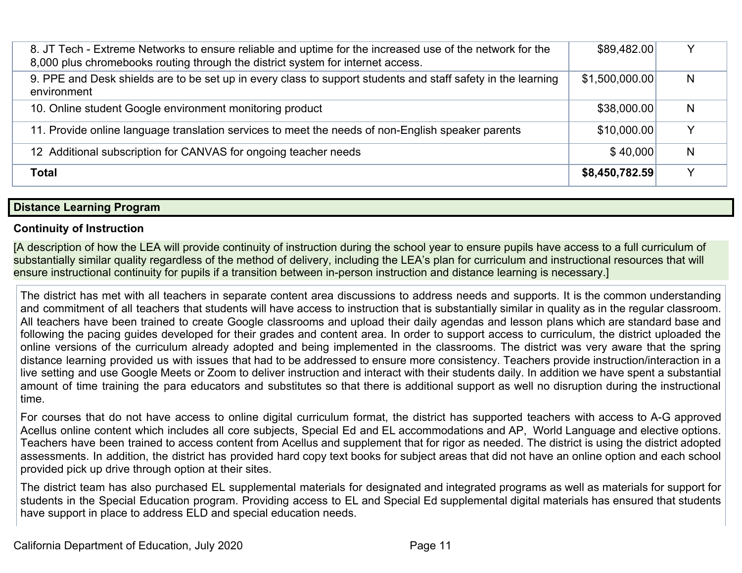| | | |
|---|---|---|
| 8. JT Tech - Extreme Networks to ensure reliable and uptime for the increased use of the network for the 8,000 plus chromebooks routing through the district system for internet access. | $89,482.00 | Y |
| 9. PPE and Desk shields are to be set up in every class to support students and staff safety in the learning environment | $1,500,000.00 | N |
| 10. Online student Google environment monitoring product | $38,000.00 | N |
| 11. Provide online language translation services to meet the needs of non-English speaker parents | $10,000.00 | Y |
| 12 Additional subscription for CANVAS for ongoing teacher needs | $ 40,000 | N |
| **Total** | **$8,450,782.59** | Y |

## Distance Learning Program

### Continuity of Instruction

[A description of how the LEA will provide continuity of instruction during the school year to ensure pupils have access to a full curriculum of substantially similar quality regardless of the method of delivery, including the LEA's plan for curriculum and instructional resources that will ensure instructional continuity for pupils if a transition between in-person instruction and distance learning is necessary.]

The district has met with all teachers in separate content area discussions to address needs and supports. It is the common understanding and commitment of all teachers that students will have access to instruction that is substantially similar in quality as in the regular classroom. All teachers have been trained to create Google classrooms and upload their daily agendas and lesson plans which are standard base and following the pacing guides developed for their grades and content area. In order to support access to curriculum, the district uploaded the online versions of the curriculum already adopted and being implemented in the classrooms. The district was very aware that the spring distance learning provided us with issues that had to be addressed to ensure more consistency. Teachers provide instruction/interaction in a live setting and use Google Meets or Zoom to deliver instruction and interact with their students daily. In addition we have spent a substantial amount of time training the para educators and substitutes so that there is additional support as well no disruption during the instructional time.

For courses that do not have access to online digital curriculum format, the district has supported teachers with access to A-G approved Acellus online content which includes all core subjects, Special Ed and EL accommodations and AP, World Language and elective options. Teachers have been trained to access content from Acellus and supplement that for rigor as needed. The district is using the district adopted assessments. In addition, the district has provided hard copy text books for subject areas that did not have an online option and each school provided pick up drive through option at their sites.

The district team has also purchased EL supplemental materials for designated and integrated programs as well as materials for support for students in the Special Education program. Providing access to EL and Special Ed supplemental digital materials has ensured that students have support in place to address ELD and special education needs.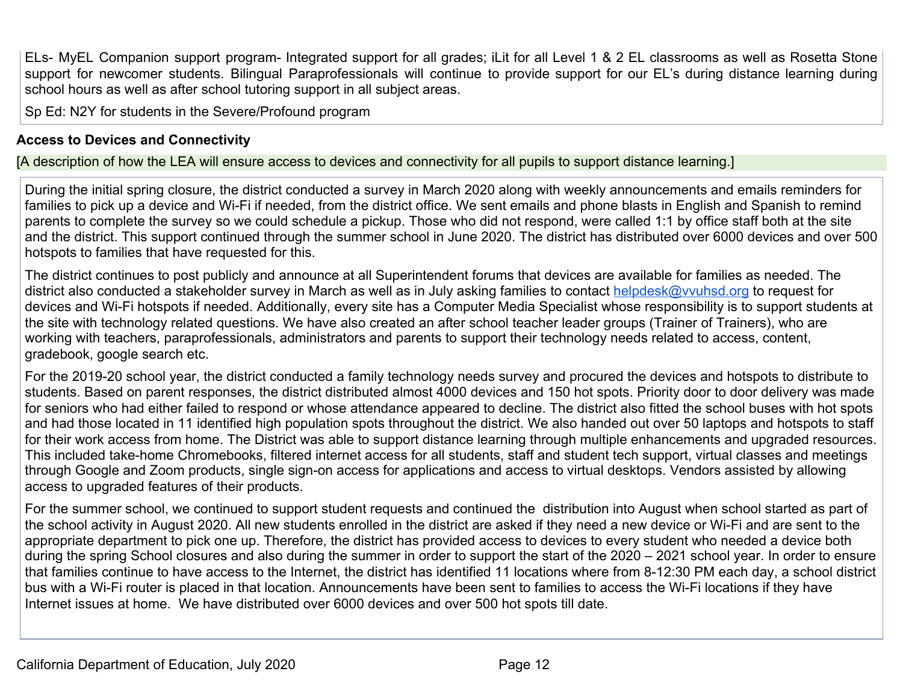ELs- MyEL Companion support program- Integrated support for all grades; iLit for all Level 1 & 2 EL classrooms as well as Rosetta Stone support for newcomer students. Bilingual Paraprofessionals will continue to provide support for our EL's during distance learning during school hours as well as after school tutoring support in all subject areas.

Sp Ed: N2Y for students in the Severe/Profound program

**Access to Devices and Connectivity**

[A description of how the LEA will ensure access to devices and connectivity for all pupils to support distance learning.]

During the initial spring closure, the district conducted a survey in March 2020 along with weekly announcements and emails reminders for families to pick up a device and Wi-Fi if needed, from the district office. We sent emails and phone blasts in English and Spanish to remind parents to complete the survey so we could schedule a pickup. Those who did not respond, were called 1:1 by office staff both at the site and the district. This support continued through the summer school in June 2020. The district has distributed over 6000 devices and over 500 hotspots to families that have requested for this.

The district continues to post publicly and announce at all Superintendent forums that devices are available for families as needed. The district also conducted a stakeholder survey in March as well as in July asking families to contact helpdesk@vvuhsd.org to request for devices and Wi-Fi hotspots if needed. Additionally, every site has a Computer Media Specialist whose responsibility is to support students at the site with technology related questions. We have also created an after school teacher leader groups (Trainer of Trainers), who are working with teachers, paraprofessionals, administrators and parents to support their technology needs related to access, content, gradebook, google search etc.

For the 2019-20 school year, the district conducted a family technology needs survey and procured the devices and hotspots to distribute to students. Based on parent responses, the district distributed almost 4000 devices and 150 hot spots. Priority door to door delivery was made for seniors who had either failed to respond or whose attendance appeared to decline. The district also fitted the school buses with hot spots and had those located in 11 identified high population spots throughout the district. We also handed out over 50 laptops and hotspots to staff for their work access from home. The District was able to support distance learning through multiple enhancements and upgraded resources. This included take-home Chromebooks, filtered internet access for all students, staff and student tech support, virtual classes and meetings through Google and Zoom products, single sign-on access for applications and access to virtual desktops. Vendors assisted by allowing access to upgraded features of their products.

For the summer school, we continued to support student requests and continued the distribution into August when school started as part of the school activity in August 2020. All new students enrolled in the district are asked if they need a new device or Wi-Fi and are sent to the appropriate department to pick one up. Therefore, the district has provided access to devices to every student who needed a device both during the spring School closures and also during the summer in order to support the start of the 2020 – 2021 school year. In order to ensure that families continue to have access to the Internet, the district has identified 11 locations where from 8-12:30 PM each day, a school district bus with a Wi-Fi router is placed in that location. Announcements have been sent to families to access the Wi-Fi locations if they have Internet issues at home. We have distributed over 6000 devices and over 500 hot spots till date.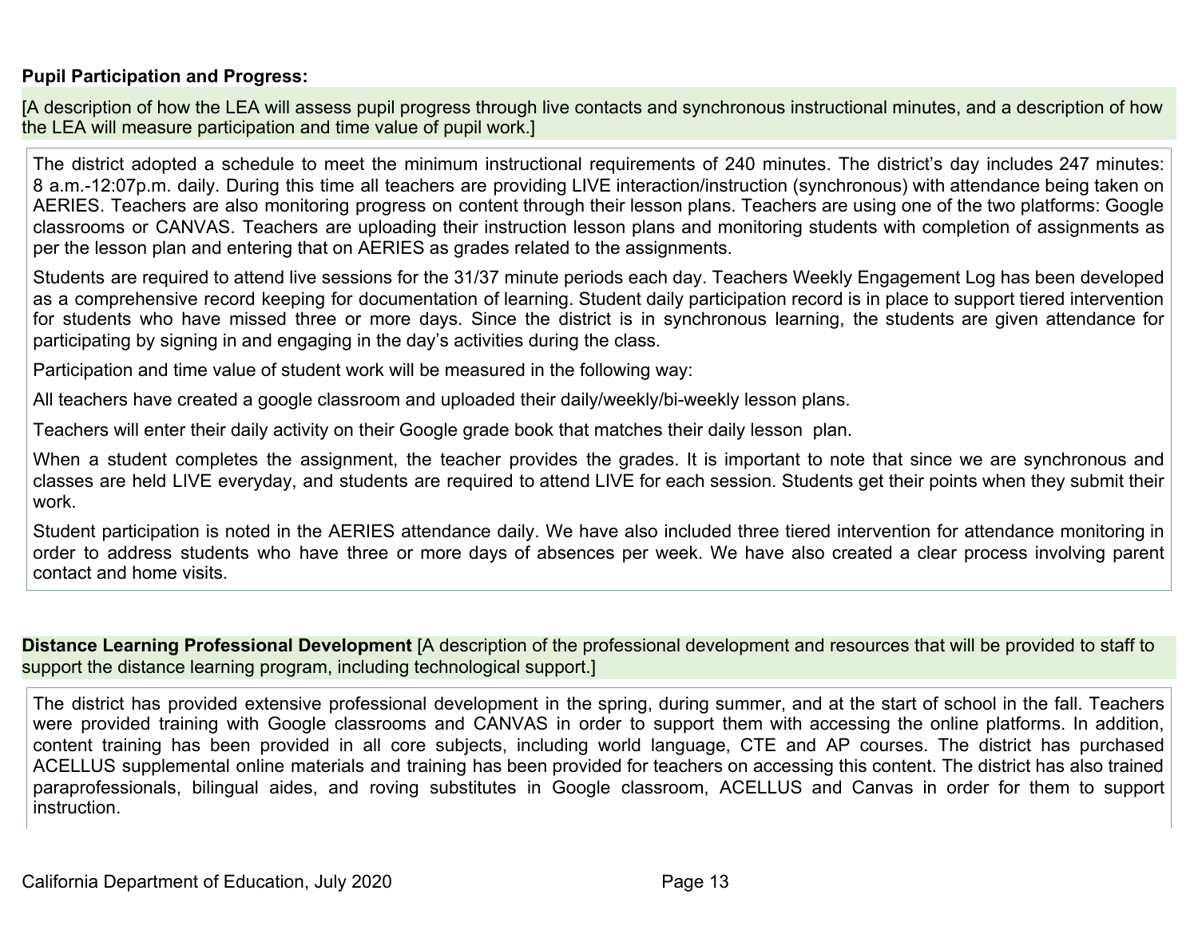**Pupil Participation and Progress:**

[A description of how the LEA will assess pupil progress through live contacts and synchronous instructional minutes, and a description of how the LEA will measure participation and time value of pupil work.]

The district adopted a schedule to meet the minimum instructional requirements of 240 minutes. The district's day includes 247 minutes: 8 a.m.-12:07p.m. daily. During this time all teachers are providing LIVE interaction/instruction (synchronous) with attendance being taken on AERIES. Teachers are also monitoring progress on content through their lesson plans. Teachers are using one of the two platforms: Google classrooms or CANVAS. Teachers are uploading their instruction lesson plans and monitoring students with completion of assignments as per the lesson plan and entering that on AERIES as grades related to the assignments.

Students are required to attend live sessions for the 31/37 minute periods each day. Teachers Weekly Engagement Log has been developed as a comprehensive record keeping for documentation of learning. Student daily participation record is in place to support tiered intervention for students who have missed three or more days. Since the district is in synchronous learning, the students are given attendance for participating by signing in and engaging in the day's activities during the class.

Participation and time value of student work will be measured in the following way:

All teachers have created a google classroom and uploaded their daily/weekly/bi-weekly lesson plans.

Teachers will enter their daily activity on their Google grade book that matches their daily lesson plan.

When a student completes the assignment, the teacher provides the grades. It is important to note that since we are synchronous and classes are held LIVE everyday, and students are required to attend LIVE for each session. Students get their points when they submit their work.

Student participation is noted in the AERIES attendance daily. We have also included three tiered intervention for attendance monitoring in order to address students who have three or more days of absences per week. We have also created a clear process involving parent contact and home visits.

**Distance Learning Professional Development** [A description of the professional development and resources that will be provided to staff to support the distance learning program, including technological support.]

The district has provided extensive professional development in the spring, during summer, and at the start of school in the fall. Teachers were provided training with Google classrooms and CANVAS in order to support them with accessing the online platforms. In addition, content training has been provided in all core subjects, including world language, CTE and AP courses. The district has purchased ACELLUS supplemental online materials and training has been provided for teachers on accessing this content. The district has also trained paraprofessionals, bilingual aides, and roving substitutes in Google classroom, ACELLUS and Canvas in order for them to support instruction.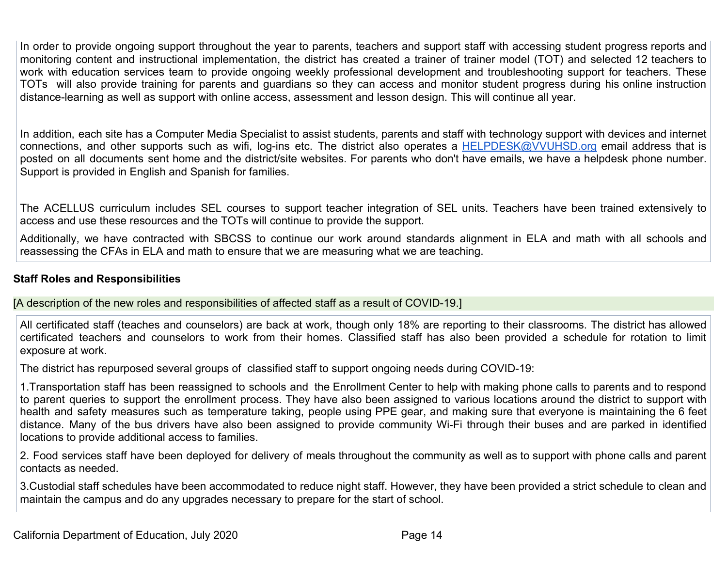In order to provide ongoing support throughout the year to parents, teachers and support staff with accessing student progress reports and monitoring content and instructional implementation, the district has created a trainer of trainer model (TOT) and selected 12 teachers to work with education services team to provide ongoing weekly professional development and troubleshooting support for teachers. These TOTs will also provide training for parents and guardians so they can access and monitor student progress during his online instruction distance-learning as well as support with online access, assessment and lesson design. This will continue all year.

In addition, each site has a Computer Media Specialist to assist students, parents and staff with technology support with devices and internet connections, and other supports such as wifi, log-ins etc. The district also operates a HELPDESK@VVUHSD.org email address that is posted on all documents sent home and the district/site websites. For parents who don't have emails, we have a helpdesk phone number. Support is provided in English and Spanish for families.

The ACELLUS curriculum includes SEL courses to support teacher integration of SEL units. Teachers have been trained extensively to access and use these resources and the TOTs will continue to provide the support.

Additionally, we have contracted with SBCSS to continue our work around standards alignment in ELA and math with all schools and reassessing the CFAs in ELA and math to ensure that we are measuring what we are teaching.

## Staff Roles and Responsibilities

[A description of the new roles and responsibilities of affected staff as a result of COVID-19.]

All certificated staff (teaches and counselors) are back at work, though only 18% are reporting to their classrooms. The district has allowed certificated teachers and counselors to work from their homes. Classified staff has also been provided a schedule for rotation to limit exposure at work.

The district has repurposed several groups of classified staff to support ongoing needs during COVID-19:

1.Transportation staff has been reassigned to schools and the Enrollment Center to help with making phone calls to parents and to respond to parent queries to support the enrollment process. They have also been assigned to various locations around the district to support with health and safety measures such as temperature taking, people using PPE gear, and making sure that everyone is maintaining the 6 feet distance. Many of the bus drivers have also been assigned to provide community Wi-Fi through their buses and are parked in identified locations to provide additional access to families.

2. Food services staff have been deployed for delivery of meals throughout the community as well as to support with phone calls and parent contacts as needed.

3.Custodial staff schedules have been accommodated to reduce night staff. However, they have been provided a strict schedule to clean and maintain the campus and do any upgrades necessary to prepare for the start of school.

California Department of Education, July 2020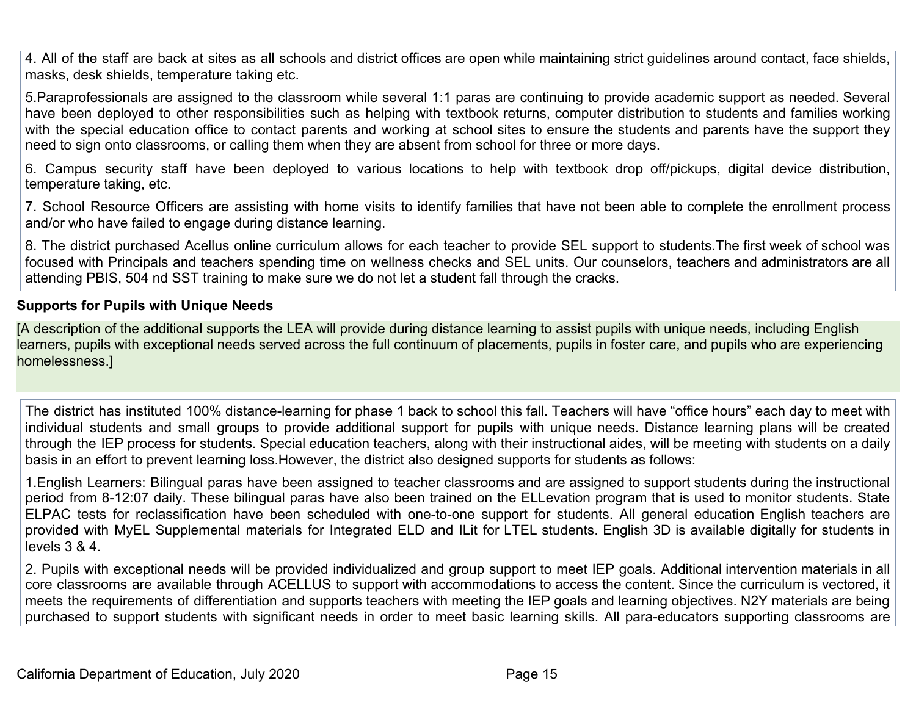4. All of the staff are back at sites as all schools and district offices are open while maintaining strict guidelines around contact, face shields, masks, desk shields, temperature taking etc.

5.Paraprofessionals are assigned to the classroom while several 1:1 paras are continuing to provide academic support as needed. Several have been deployed to other responsibilities such as helping with textbook returns, computer distribution to students and families working with the special education office to contact parents and working at school sites to ensure the students and parents have the support they need to sign onto classrooms, or calling them when they are absent from school for three or more days.

6. Campus security staff have been deployed to various locations to help with textbook drop off/pickups, digital device distribution, temperature taking, etc.

7. School Resource Officers are assisting with home visits to identify families that have not been able to complete the enrollment process and/or who have failed to engage during distance learning.

8. The district purchased Acellus online curriculum allows for each teacher to provide SEL support to students.The first week of school was focused with Principals and teachers spending time on wellness checks and SEL units. Our counselors, teachers and administrators are all attending PBIS, 504 nd SST training to make sure we do not let a student fall through the cracks.

**Supports for Pupils with Unique Needs**

[A description of the additional supports the LEA will provide during distance learning to assist pupils with unique needs, including English learners, pupils with exceptional needs served across the full continuum of placements, pupils in foster care, and pupils who are experiencing homelessness.]

The district has instituted 100% distance-learning for phase 1 back to school this fall. Teachers will have "office hours" each day to meet with individual students and small groups to provide additional support for pupils with unique needs. Distance learning plans will be created through the IEP process for students. Special education teachers, along with their instructional aides, will be meeting with students on a daily basis in an effort to prevent learning loss.However, the district also designed supports for students as follows:

1.English Learners: Bilingual paras have been assigned to teacher classrooms and are assigned to support students during the instructional period from 8-12:07 daily. These bilingual paras have also been trained on the ELLevation program that is used to monitor students. State ELPAC tests for reclassification have been scheduled with one-to-one support for students. All general education English teachers are provided with MyEL Supplemental materials for Integrated ELD and ILit for LTEL students. English 3D is available digitally for students in levels 3 & 4.

2. Pupils with exceptional needs will be provided individualized and group support to meet IEP goals. Additional intervention materials in all core classrooms are available through ACELLUS to support with accommodations to access the content. Since the curriculum is vectored, it meets the requirements of differentiation and supports teachers with meeting the IEP goals and learning objectives. N2Y materials are being purchased to support students with significant needs in order to meet basic learning skills. All para-educators supporting classrooms are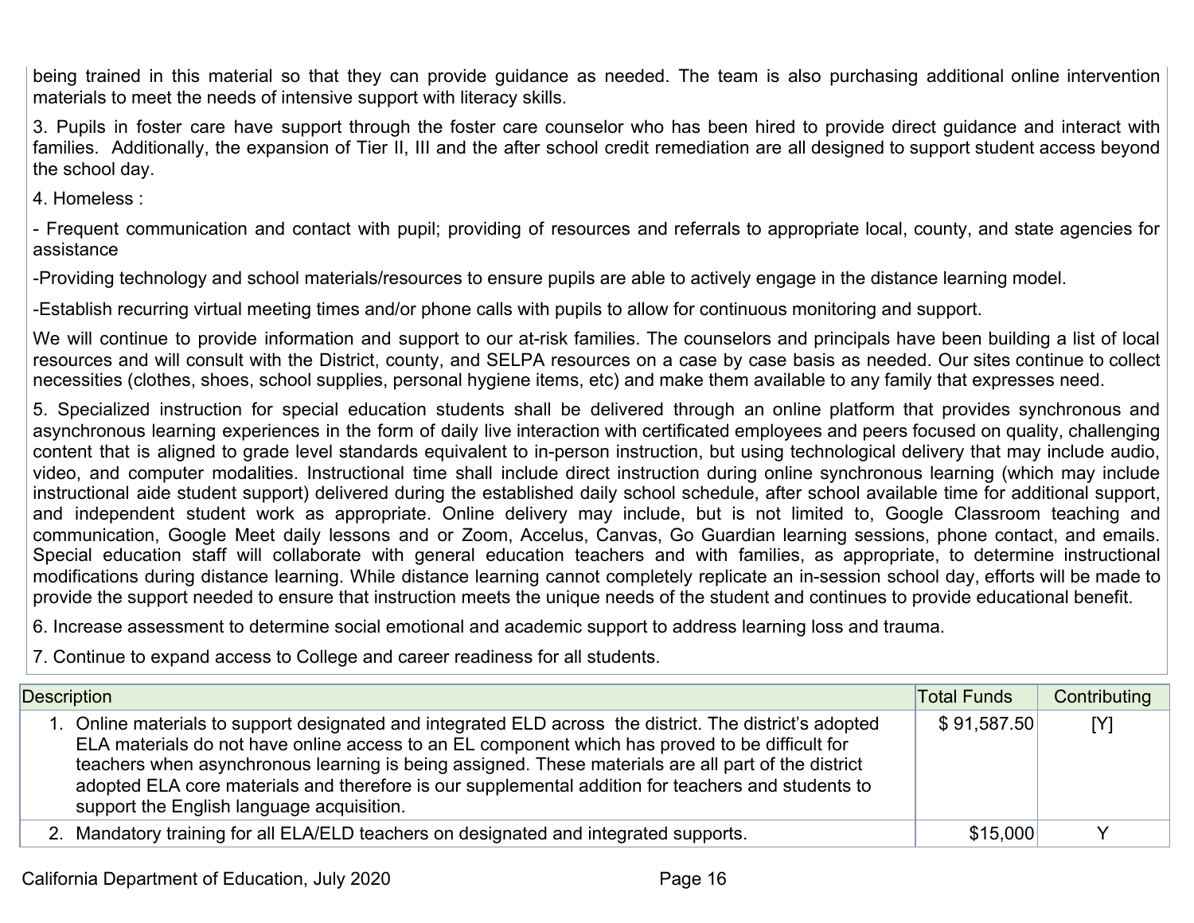being trained in this material so that they can provide guidance as needed. The team is also purchasing additional online intervention materials to meet the needs of intensive support with literacy skills.

3. Pupils in foster care have support through the foster care counselor who has been hired to provide direct guidance and interact with families. Additionally, the expansion of Tier II, III and the after school credit remediation are all designed to support student access beyond the school day.

4. Homeless :

- Frequent communication and contact with pupil; providing of resources and referrals to appropriate local, county, and state agencies for assistance

-Providing technology and school materials/resources to ensure pupils are able to actively engage in the distance learning model.

-Establish recurring virtual meeting times and/or phone calls with pupils to allow for continuous monitoring and support.

We will continue to provide information and support to our at-risk families. The counselors and principals have been building a list of local resources and will consult with the District, county, and SELPA resources on a case by case basis as needed. Our sites continue to collect necessities (clothes, shoes, school supplies, personal hygiene items, etc) and make them available to any family that expresses need.

5. Specialized instruction for special education students shall be delivered through an online platform that provides synchronous and asynchronous learning experiences in the form of daily live interaction with certificated employees and peers focused on quality, challenging content that is aligned to grade level standards equivalent to in-person instruction, but using technological delivery that may include audio, video, and computer modalities. Instructional time shall include direct instruction during online synchronous learning (which may include instructional aide student support) delivered during the established daily school schedule, after school available time for additional support, and independent student work as appropriate. Online delivery may include, but is not limited to, Google Classroom teaching and communication, Google Meet daily lessons and or Zoom, Accelus, Canvas, Go Guardian learning sessions, phone contact, and emails. Special education staff will collaborate with general education teachers and with families, as appropriate, to determine instructional modifications during distance learning. While distance learning cannot completely replicate an in-session school day, efforts will be made to provide the support needed to ensure that instruction meets the unique needs of the student and continues to provide educational benefit.

6. Increase assessment to determine social emotional and academic support to address learning loss and trauma.

7. Continue to expand access to College and career readiness for all students.

| Description | Total Funds | Contributing |
|---|---|---|
| 1. Online materials to support designated and integrated ELD across the district. The district's adopted ELA materials do not have online access to an EL component which has proved to be difficult for teachers when asynchronous learning is being assigned. These materials are all part of the district adopted ELA core materials and therefore is our supplemental addition for teachers and students to support the English language acquisition. | $ 91,587.50 | [Y] |
| 2. Mandatory training for all ELA/ELD teachers on designated and integrated supports. | $15,000 | Y |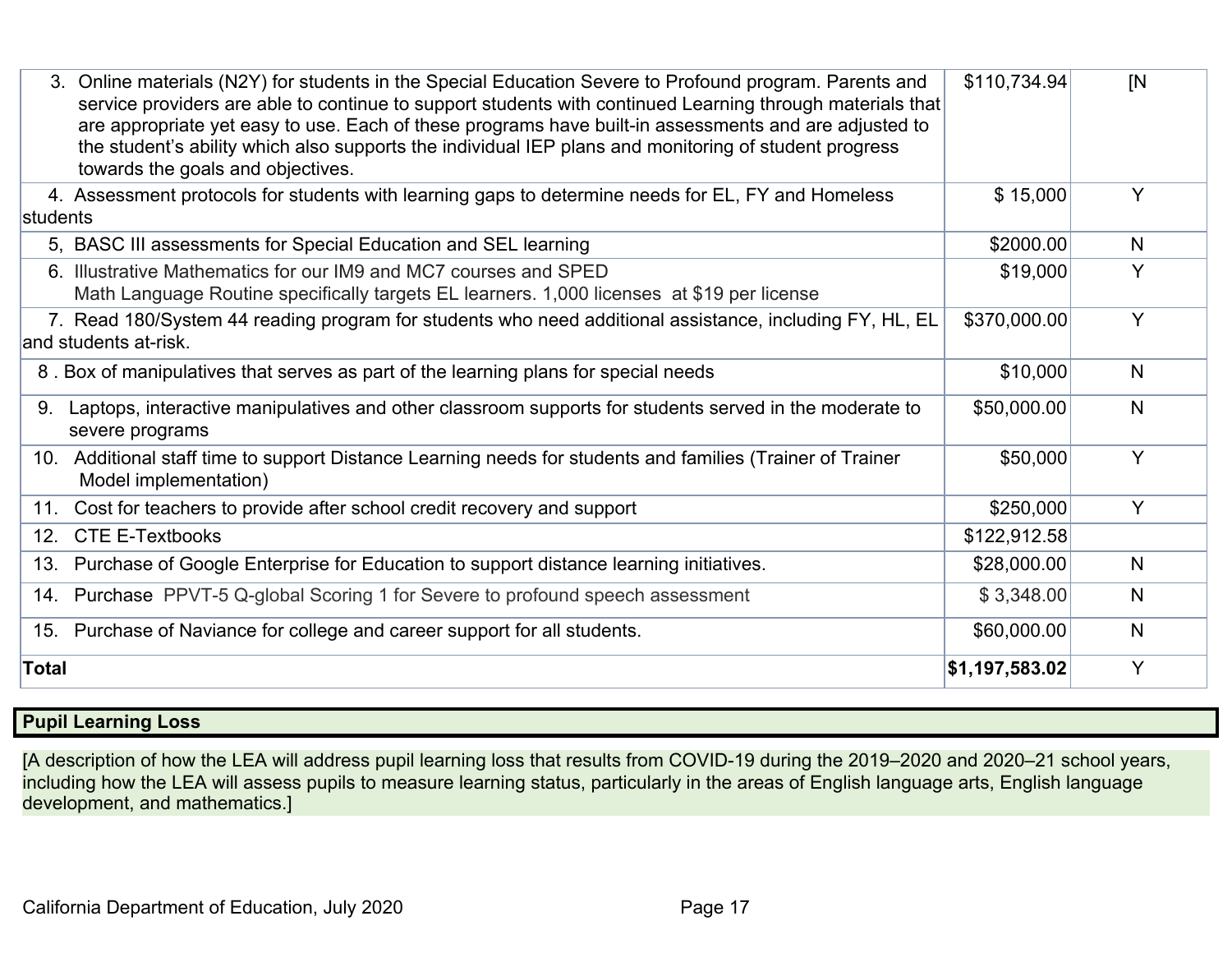| | | |
|---|---|---|
| 3. Online materials (N2Y) for students in the Special Education Severe to Profound program. Parents and service providers are able to continue to support students with continued Learning through materials that are appropriate yet easy to use. Each of these programs have built-in assessments and are adjusted to the student's ability which also supports the individual IEP plans and monitoring of student progress towards the goals and objectives. | $110,734.94 | [N |
| 4. Assessment protocols for students with learning gaps to determine needs for EL, FY and Homeless students | $ 15,000 | Y |
| 5, BASC III assessments for Special Education and SEL learning | $2000.00 | N |
| 6. Illustrative Mathematics for our IM9 and MC7 courses and SPED Math Language Routine specifically targets EL learners. 1,000 licenses at $19 per license | $19,000 | Y |
| 7. Read 180/System 44 reading program for students who need additional assistance, including FY, HL, EL and students at-risk. | $370,000.00 | Y |
| 8 . Box of manipulatives that serves as part of the learning plans for special needs | $10,000 | N |
| 9. Laptops, interactive manipulatives and other classroom supports for students served in the moderate to severe programs | $50,000.00 | N |
| 10. Additional staff time to support Distance Learning needs for students and families (Trainer of Trainer Model implementation) | $50,000 | Y |
| 11. Cost for teachers to provide after school credit recovery and support | $250,000 | Y |
| 12. CTE E-Textbooks | $122,912.58 | |
| 13. Purchase of Google Enterprise for Education to support distance learning initiatives. | $28,000.00 | N |
| 14. Purchase PPVT-5 Q-global Scoring 1 for Severe to profound speech assessment | $ 3,348.00 | N |
| 15. Purchase of Naviance for college and career support for all students. | $60,000.00 | N |
| **Total** | **$1,197,583.02** | Y |

## Pupil Learning Loss

[A description of how the LEA will address pupil learning loss that results from COVID-19 during the 2019–2020 and 2020–21 school years, including how the LEA will assess pupils to measure learning status, particularly in the areas of English language arts, English language development, and mathematics.]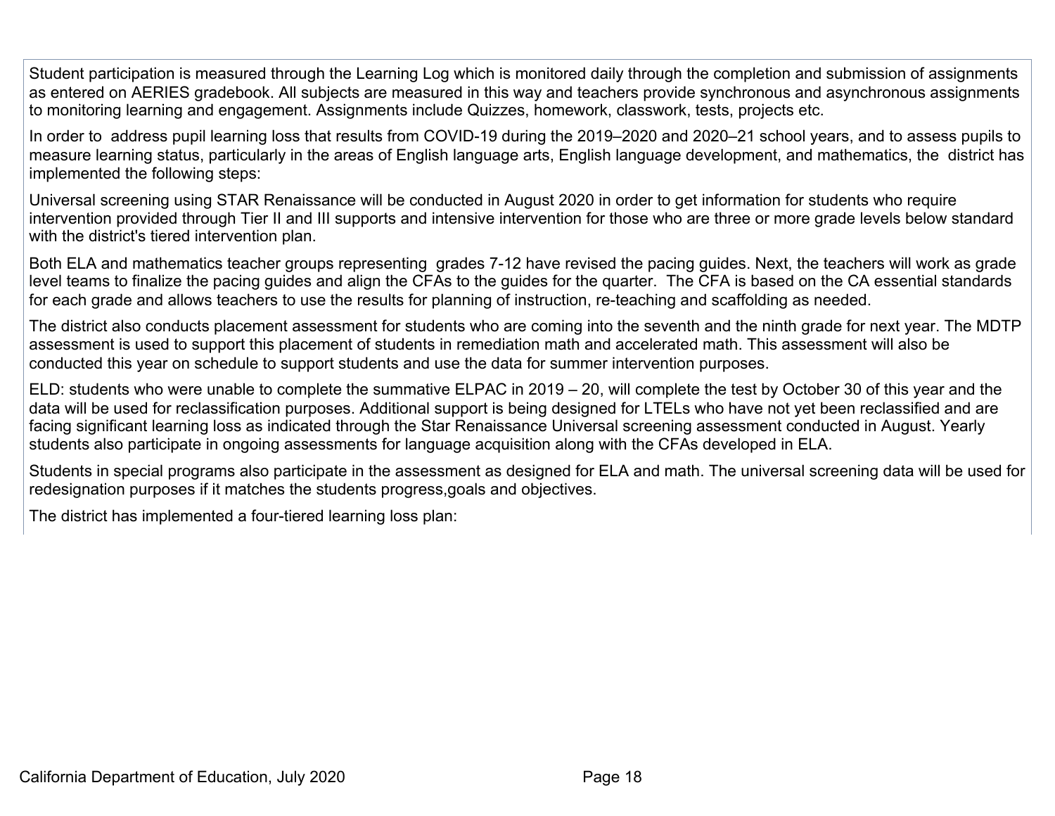Student participation is measured through the Learning Log which is monitored daily through the completion and submission of assignments as entered on AERIES gradebook. All subjects are measured in this way and teachers provide synchronous and asynchronous assignments to monitoring learning and engagement. Assignments include Quizzes, homework, classwork, tests, projects etc.

In order to address pupil learning loss that results from COVID-19 during the 2019–2020 and 2020–21 school years, and to assess pupils to measure learning status, particularly in the areas of English language arts, English language development, and mathematics, the district has implemented the following steps:

Universal screening using STAR Renaissance will be conducted in August 2020 in order to get information for students who require intervention provided through Tier II and III supports and intensive intervention for those who are three or more grade levels below standard with the district's tiered intervention plan.

Both ELA and mathematics teacher groups representing grades 7-12 have revised the pacing guides. Next, the teachers will work as grade level teams to finalize the pacing guides and align the CFAs to the guides for the quarter. The CFA is based on the CA essential standards for each grade and allows teachers to use the results for planning of instruction, re-teaching and scaffolding as needed.

The district also conducts placement assessment for students who are coming into the seventh and the ninth grade for next year. The MDTP assessment is used to support this placement of students in remediation math and accelerated math. This assessment will also be conducted this year on schedule to support students and use the data for summer intervention purposes.

ELD: students who were unable to complete the summative ELPAC in 2019 – 20, will complete the test by October 30 of this year and the data will be used for reclassification purposes. Additional support is being designed for LTELs who have not yet been reclassified and are facing significant learning loss as indicated through the Star Renaissance Universal screening assessment conducted in August. Yearly students also participate in ongoing assessments for language acquisition along with the CFAs developed in ELA.

Students in special programs also participate in the assessment as designed for ELA and math. The universal screening data will be used for redesignation purposes if it matches the students progress,goals and objectives.

The district has implemented a four-tiered learning loss plan: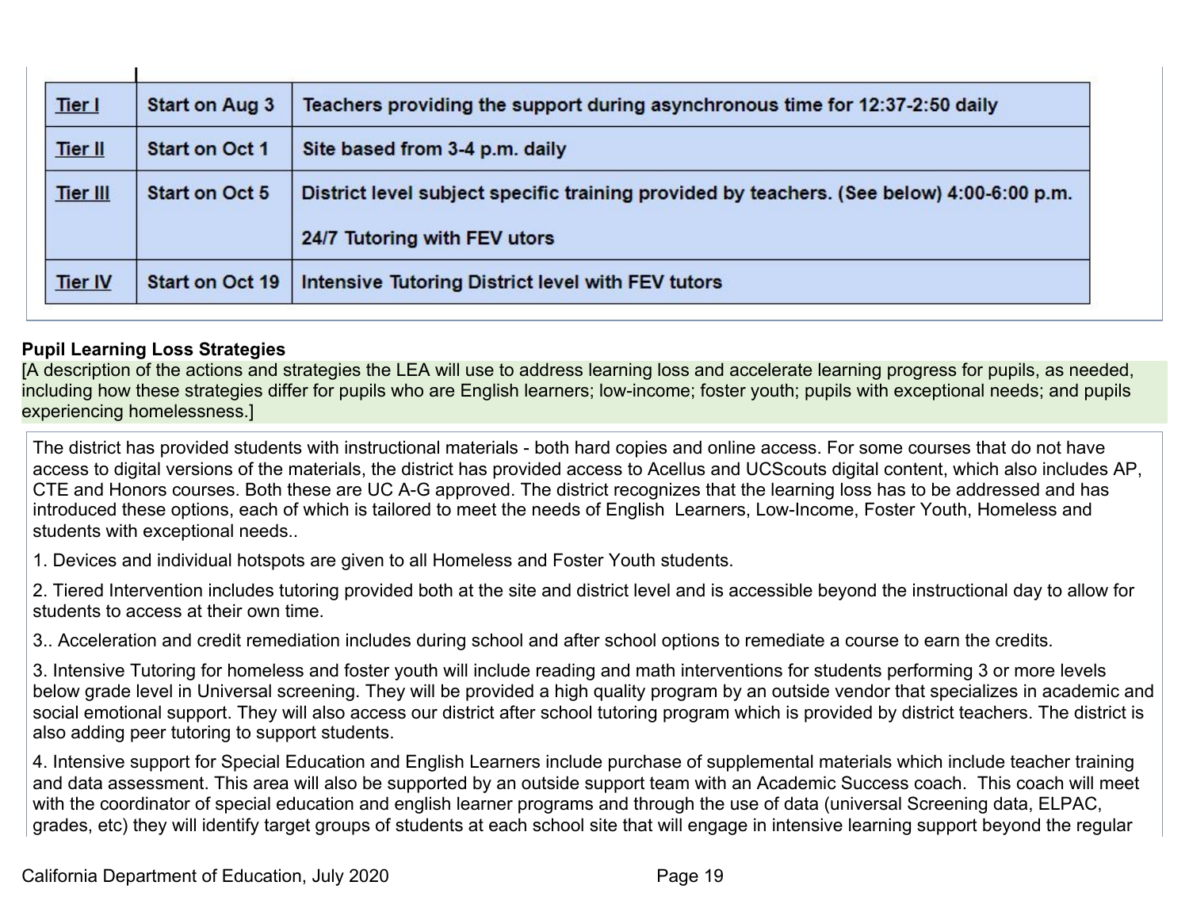| | | |
|---|---|---|
| Tier I | Start on Aug 3 | Teachers providing the support during asynchronous time for 12:37-2:50 daily |
| Tier II | Start on Oct 1 | Site based from 3-4 p.m. daily |
| Tier III | Start on Oct 5 | District level subject specific training provided by teachers. (See below) 4:00-6:00 p.m.<br><br>24/7 Tutoring with FEV utors |
| Tier IV | Start on Oct 19 | Intensive Tutoring District level with FEV tutors |

**Pupil Learning Loss Strategies**

[A description of the actions and strategies the LEA will use to address learning loss and accelerate learning progress for pupils, as needed, including how these strategies differ for pupils who are English learners; low-income; foster youth; pupils with exceptional needs; and pupils experiencing homelessness.]

The district has provided students with instructional materials - both hard copies and online access. For some courses that do not have access to digital versions of the materials, the district has provided access to Acellus and UCScouts digital content, which also includes AP, CTE and Honors courses. Both these are UC A-G approved. The district recognizes that the learning loss has to be addressed and has introduced these options, each of which is tailored to meet the needs of English Learners, Low-Income, Foster Youth, Homeless and students with exceptional needs..

1. Devices and individual hotspots are given to all Homeless and Foster Youth students.

2. Tiered Intervention includes tutoring provided both at the site and district level and is accessible beyond the instructional day to allow for students to access at their own time.

3.. Acceleration and credit remediation includes during school and after school options to remediate a course to earn the credits.

3. Intensive Tutoring for homeless and foster youth will include reading and math interventions for students performing 3 or more levels below grade level in Universal screening. They will be provided a high quality program by an outside vendor that specializes in academic and social emotional support. They will also access our district after school tutoring program which is provided by district teachers. The district is also adding peer tutoring to support students.

4. Intensive support for Special Education and English Learners include purchase of supplemental materials which include teacher training and data assessment. This area will also be supported by an outside support team with an Academic Success coach. This coach will meet with the coordinator of special education and english learner programs and through the use of data (universal Screening data, ELPAC, grades, etc) they will identify target groups of students at each school site that will engage in intensive learning support beyond the regular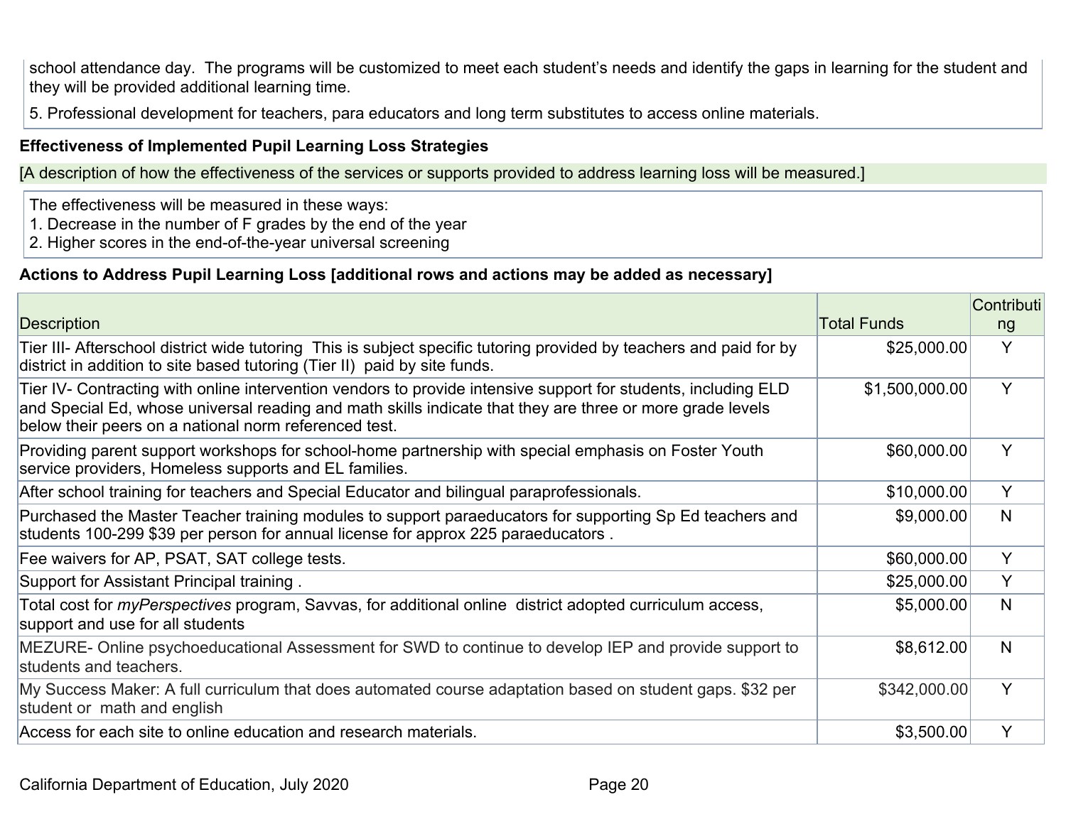school attendance day. The programs will be customized to meet each student's needs and identify the gaps in learning for the student and they will be provided additional learning time.

5. Professional development for teachers, para educators and long term substitutes to access online materials.

**Effectiveness of Implemented Pupil Learning Loss Strategies**

[A description of how the effectiveness of the services or supports provided to address learning loss will be measured.]

The effectiveness will be measured in these ways:
1. Decrease in the number of F grades by the end of the year
2. Higher scores in the end-of-the-year universal screening

**Actions to Address Pupil Learning Loss [additional rows and actions may be added as necessary]**

| Description | Total Funds | Contributing |
|---|---|---|
| Tier III- Afterschool district wide tutoring This is subject specific tutoring provided by teachers and paid for by district in addition to site based tutoring (Tier II) paid by site funds. | $25,000.00 | Y |
| Tier IV- Contracting with online intervention vendors to provide intensive support for students, including ELD and Special Ed, whose universal reading and math skills indicate that they are three or more grade levels below their peers on a national norm referenced test. | $1,500,000.00 | Y |
| Providing parent support workshops for school-home partnership with special emphasis on Foster Youth service providers, Homeless supports and EL families. | $60,000.00 | Y |
| After school training for teachers and Special Educator and bilingual paraprofessionals. | $10,000.00 | Y |
| Purchased the Master Teacher training modules to support paraeducators for supporting Sp Ed teachers and students 100-299 $39 per person for annual license for approx 225 paraeducators . | $9,000.00 | N |
| Fee waivers for AP, PSAT, SAT college tests. | $60,000.00 | Y |
| Support for Assistant Principal training . | $25,000.00 | Y |
| Total cost for *myPerspectives* program, Savvas, for additional online district adopted curriculum access, support and use for all students | $5,000.00 | N |
| MEZURE- Online psychoeducational Assessment for SWD to continue to develop IEP and provide support to students and teachers. | $8,612.00 | N |
| My Success Maker: A full curriculum that does automated course adaptation based on student gaps. $32 per student or math and english | $342,000.00 | Y |
| Access for each site to online education and research materials. | $3,500.00 | Y |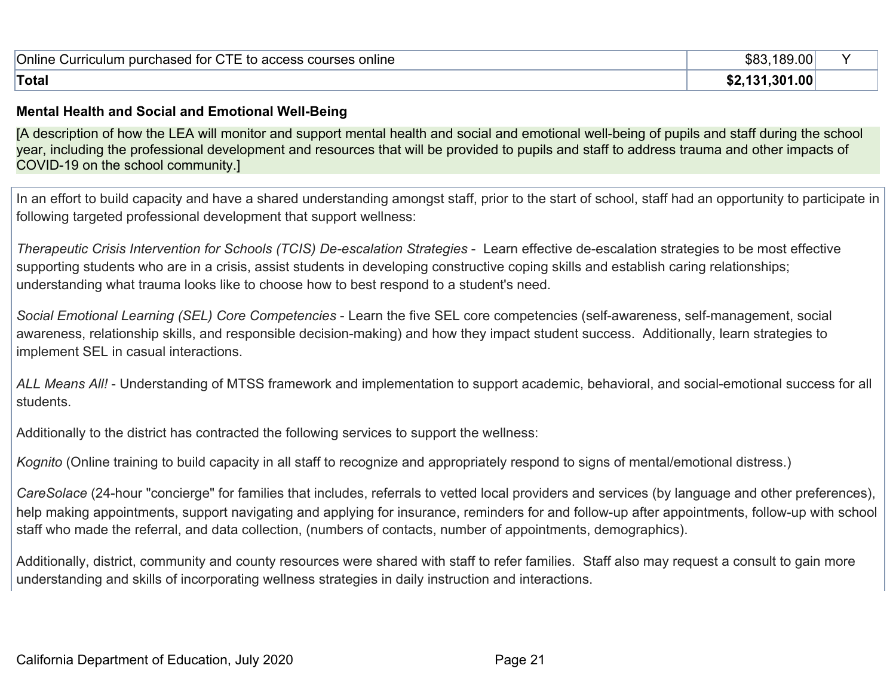| | | |
|---|---|---|
| Online Curriculum purchased for CTE to access courses online | $83,189.00 | Y |
| **Total** | **$2,131,301.00** | |

### Mental Health and Social and Emotional Well-Being

[A description of how the LEA will monitor and support mental health and social and emotional well-being of pupils and staff during the school year, including the professional development and resources that will be provided to pupils and staff to address trauma and other impacts of COVID-19 on the school community.]

In an effort to build capacity and have a shared understanding amongst staff, prior to the start of school, staff had an opportunity to participate in following targeted professional development that support wellness:

*Therapeutic Crisis Intervention for Schools (TCIS) De-escalation Strategies* - Learn effective de-escalation strategies to be most effective supporting students who are in a crisis, assist students in developing constructive coping skills and establish caring relationships; understanding what trauma looks like to choose how to best respond to a student's need.

*Social Emotional Learning (SEL) Core Competencies* - Learn the five SEL core competencies (self-awareness, self-management, social awareness, relationship skills, and responsible decision-making) and how they impact student success. Additionally, learn strategies to implement SEL in casual interactions.

*ALL Means All!* - Understanding of MTSS framework and implementation to support academic, behavioral, and social-emotional success for all students.

Additionally to the district has contracted the following services to support the wellness:

*Kognito* (Online training to build capacity in all staff to recognize and appropriately respond to signs of mental/emotional distress.)

*CareSolace* (24-hour "concierge" for families that includes, referrals to vetted local providers and services (by language and other preferences), help making appointments, support navigating and applying for insurance, reminders for and follow-up after appointments, follow-up with school staff who made the referral, and data collection, (numbers of contacts, number of appointments, demographics).

Additionally, district, community and county resources were shared with staff to refer families. Staff also may request a consult to gain more understanding and skills of incorporating wellness strategies in daily instruction and interactions.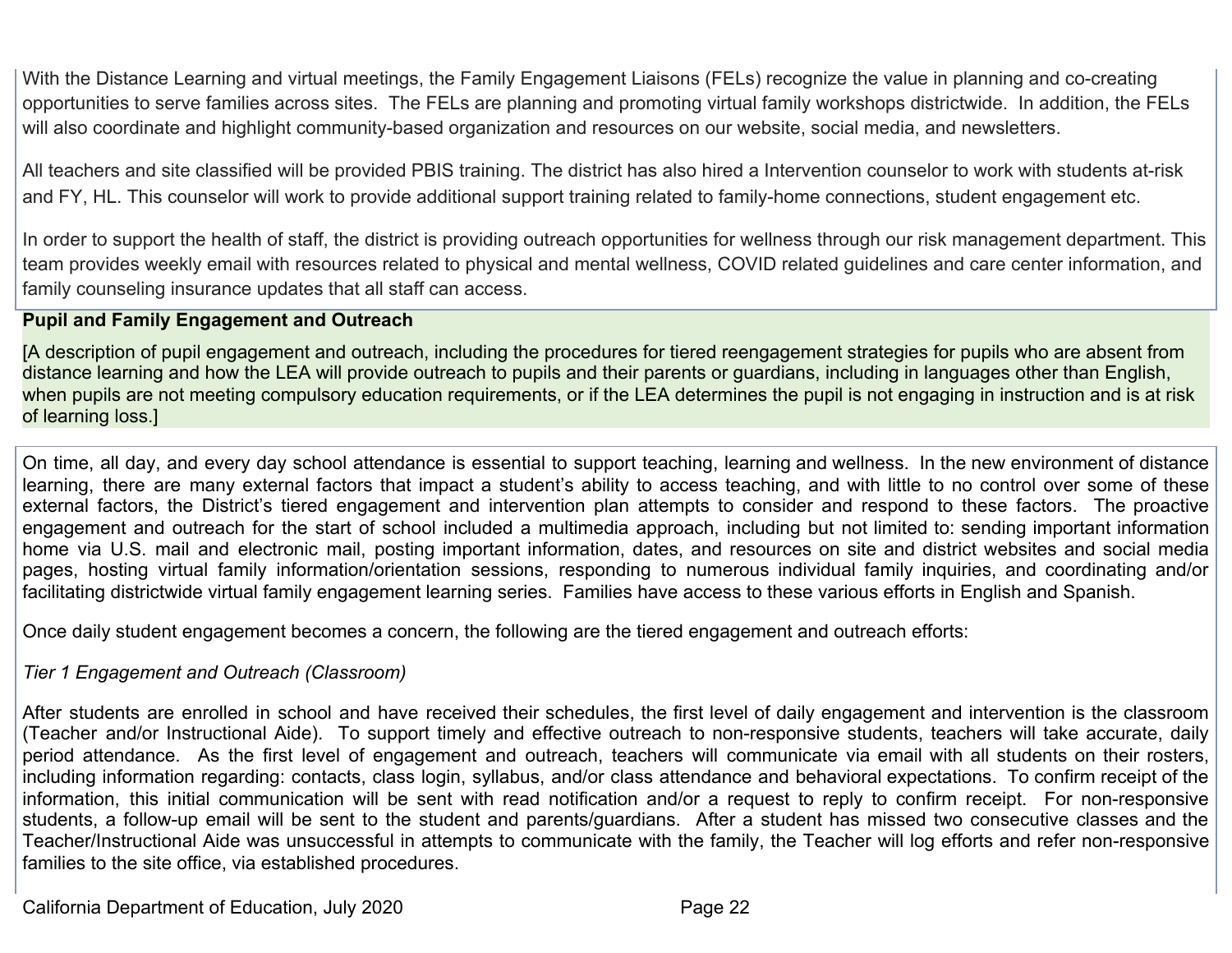With the Distance Learning and virtual meetings, the Family Engagement Liaisons (FELs) recognize the value in planning and co-creating opportunities to serve families across sites. The FELs are planning and promoting virtual family workshops districtwide. In addition, the FELs will also coordinate and highlight community-based organization and resources on our website, social media, and newsletters.

All teachers and site classified will be provided PBIS training. The district has also hired a Intervention counselor to work with students at-risk and FY, HL. This counselor will work to provide additional support training related to family-home connections, student engagement etc.

In order to support the health of staff, the district is providing outreach opportunities for wellness through our risk management department. This team provides weekly email with resources related to physical and mental wellness, COVID related guidelines and care center information, and family counseling insurance updates that all staff can access.

**Pupil and Family Engagement and Outreach**

[A description of pupil engagement and outreach, including the procedures for tiered reengagement strategies for pupils who are absent from distance learning and how the LEA will provide outreach to pupils and their parents or guardians, including in languages other than English, when pupils are not meeting compulsory education requirements, or if the LEA determines the pupil is not engaging in instruction and is at risk of learning loss.]

On time, all day, and every day school attendance is essential to support teaching, learning and wellness. In the new environment of distance learning, there are many external factors that impact a student's ability to access teaching, and with little to no control over some of these external factors, the District's tiered engagement and intervention plan attempts to consider and respond to these factors. The proactive engagement and outreach for the start of school included a multimedia approach, including but not limited to: sending important information home via U.S. mail and electronic mail, posting important information, dates, and resources on site and district websites and social media pages, hosting virtual family information/orientation sessions, responding to numerous individual family inquiries, and coordinating and/or facilitating districtwide virtual family engagement learning series. Families have access to these various efforts in English and Spanish.

Once daily student engagement becomes a concern, the following are the tiered engagement and outreach efforts:

*Tier 1 Engagement and Outreach (Classroom)*

After students are enrolled in school and have received their schedules, the first level of daily engagement and intervention is the classroom (Teacher and/or Instructional Aide). To support timely and effective outreach to non-responsive students, teachers will take accurate, daily period attendance. As the first level of engagement and outreach, teachers will communicate via email with all students on their rosters, including information regarding: contacts, class login, syllabus, and/or class attendance and behavioral expectations. To confirm receipt of the information, this initial communication will be sent with read notification and/or a request to reply to confirm receipt. For non-responsive students, a follow-up email will be sent to the student and parents/guardians. After a student has missed two consecutive classes and the Teacher/Instructional Aide was unsuccessful in attempts to communicate with the family, the Teacher will log efforts and refer non-responsive families to the site office, via established procedures.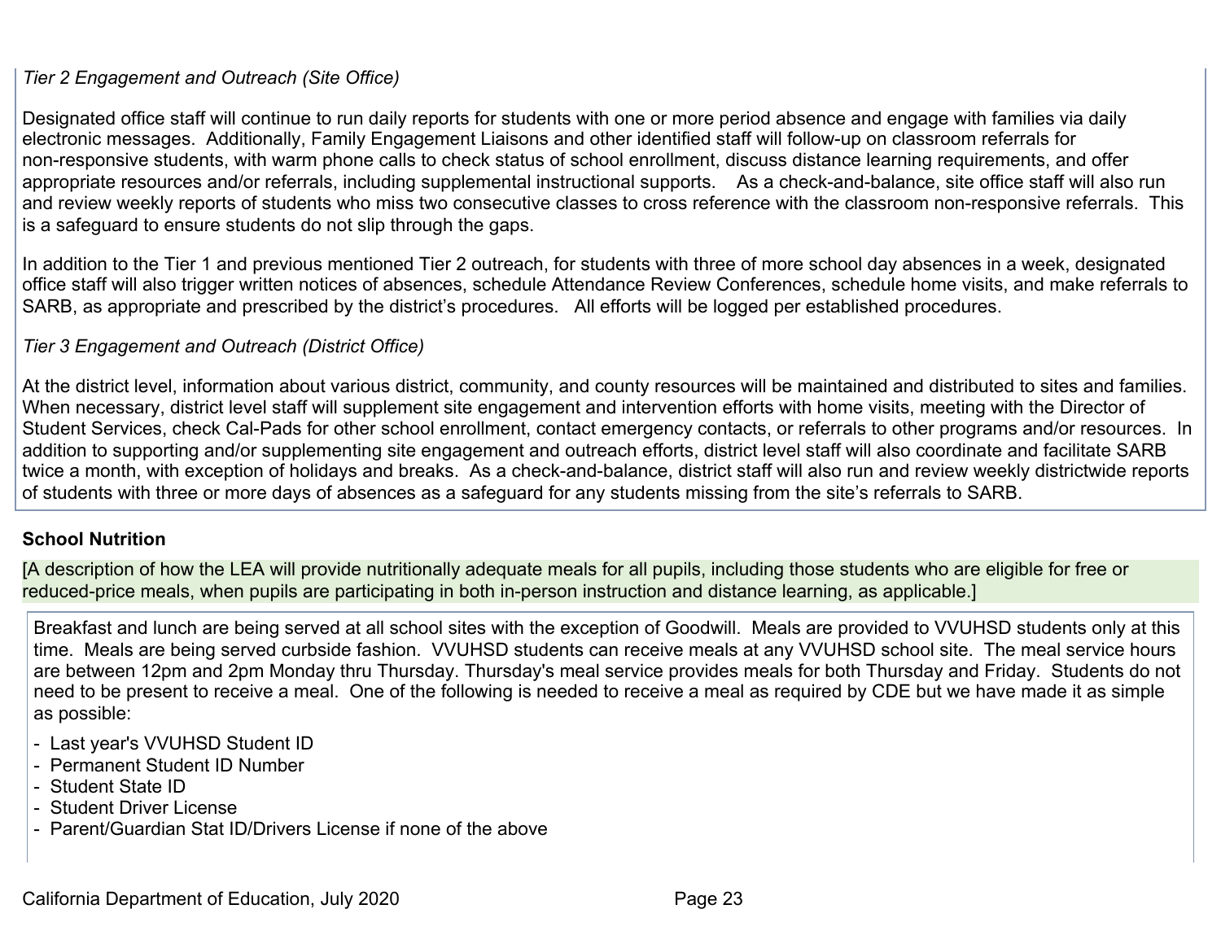*Tier 2 Engagement and Outreach (Site Office)*

Designated office staff will continue to run daily reports for students with one or more period absence and engage with families via daily electronic messages. Additionally, Family Engagement Liaisons and other identified staff will follow-up on classroom referrals for non-responsive students, with warm phone calls to check status of school enrollment, discuss distance learning requirements, and offer appropriate resources and/or referrals, including supplemental instructional supports. As a check-and-balance, site office staff will also run and review weekly reports of students who miss two consecutive classes to cross reference with the classroom non-responsive referrals. This is a safeguard to ensure students do not slip through the gaps.

In addition to the Tier 1 and previous mentioned Tier 2 outreach, for students with three of more school day absences in a week, designated office staff will also trigger written notices of absences, schedule Attendance Review Conferences, schedule home visits, and make referrals to SARB, as appropriate and prescribed by the district's procedures. All efforts will be logged per established procedures.

*Tier 3 Engagement and Outreach (District Office)*

At the district level, information about various district, community, and county resources will be maintained and distributed to sites and families. When necessary, district level staff will supplement site engagement and intervention efforts with home visits, meeting with the Director of Student Services, check Cal-Pads for other school enrollment, contact emergency contacts, or referrals to other programs and/or resources. In addition to supporting and/or supplementing site engagement and outreach efforts, district level staff will also coordinate and facilitate SARB twice a month, with exception of holidays and breaks. As a check-and-balance, district staff will also run and review weekly districtwide reports of students with three or more days of absences as a safeguard for any students missing from the site's referrals to SARB.

## School Nutrition

[A description of how the LEA will provide nutritionally adequate meals for all pupils, including those students who are eligible for free or reduced-price meals, when pupils are participating in both in-person instruction and distance learning, as applicable.]

Breakfast and lunch are being served at all school sites with the exception of Goodwill. Meals are provided to VVUHSD students only at this time. Meals are being served curbside fashion. VVUHSD students can receive meals at any VVUHSD school site. The meal service hours are between 12pm and 2pm Monday thru Thursday. Thursday's meal service provides meals for both Thursday and Friday. Students do not need to be present to receive a meal. One of the following is needed to receive a meal as required by CDE but we have made it as simple as possible:

- Last year's VVUHSD Student ID
- Permanent Student ID Number
- Student State ID
- Student Driver License
- Parent/Guardian Stat ID/Drivers License if none of the above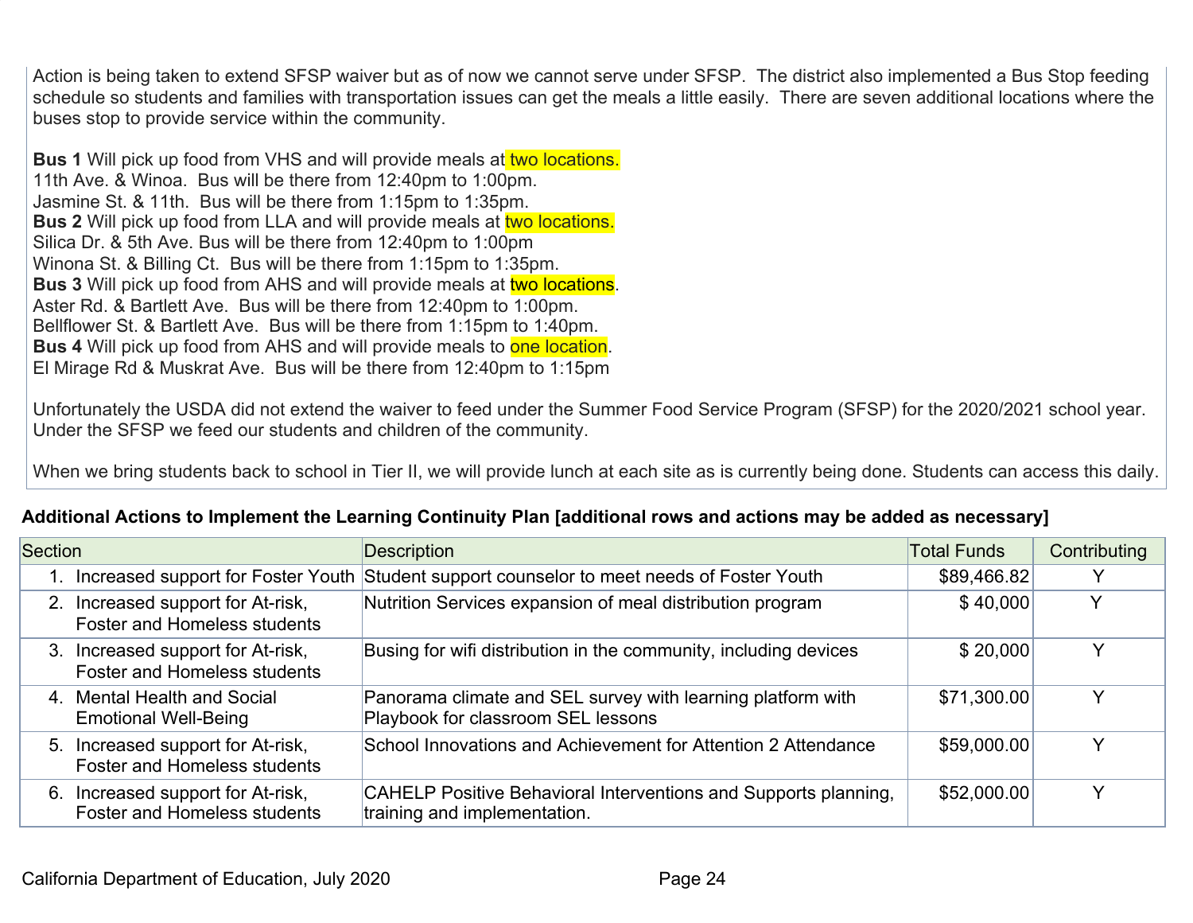Action is being taken to extend SFSP waiver but as of now we cannot serve under SFSP. The district also implemented a Bus Stop feeding schedule so students and families with transportation issues can get the meals a little easily. There are seven additional locations where the buses stop to provide service within the community.

**Bus 1** Will pick up food from VHS and will provide meals at two locations.
11th Ave. & Winoa. Bus will be there from 12:40pm to 1:00pm.
Jasmine St. & 11th. Bus will be there from 1:15pm to 1:35pm.
**Bus 2** Will pick up food from LLA and will provide meals at two locations.
Silica Dr. & 5th Ave. Bus will be there from 12:40pm to 1:00pm
Winona St. & Billing Ct. Bus will be there from 1:15pm to 1:35pm.
**Bus 3** Will pick up food from AHS and will provide meals at two locations.
Aster Rd. & Bartlett Ave. Bus will be there from 12:40pm to 1:00pm.
Bellflower St. & Bartlett Ave. Bus will be there from 1:15pm to 1:40pm.
**Bus 4** Will pick up food from AHS and will provide meals to one location.
El Mirage Rd & Muskrat Ave. Bus will be there from 12:40pm to 1:15pm

Unfortunately the USDA did not extend the waiver to feed under the Summer Food Service Program (SFSP) for the 2020/2021 school year. Under the SFSP we feed our students and children of the community.

When we bring students back to school in Tier II, we will provide lunch at each site as is currently being done. Students can access this daily.

**Additional Actions to Implement the Learning Continuity Plan [additional rows and actions may be added as necessary]**

| Section | Description | Total Funds | Contributing |
|---|---|---|---|
| 1. Increased support for Foster Youth | Student support counselor to meet needs of Foster Youth | $89,466.82 | Y |
| 2. Increased support for At-risk, Foster and Homeless students | Nutrition Services expansion of meal distribution program | $ 40,000 | Y |
| 3. Increased support for At-risk, Foster and Homeless students | Busing for wifi distribution in the community, including devices | $ 20,000 | Y |
| 4. Mental Health and Social Emotional Well-Being | Panorama climate and SEL survey with learning platform with Playbook for classroom SEL lessons | $71,300.00 | Y |
| 5. Increased support for At-risk, Foster and Homeless students | School Innovations and Achievement for Attention 2 Attendance | $59,000.00 | Y |
| 6. Increased support for At-risk, Foster and Homeless students | CAHELP Positive Behavioral Interventions and Supports planning, training and implementation. | $52,000.00 | Y |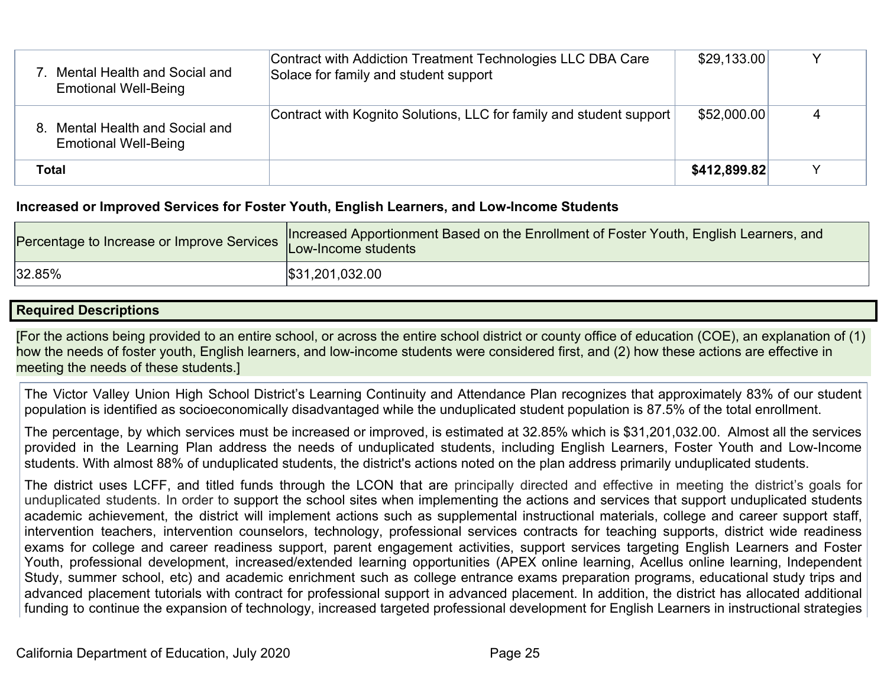| | | | |
|---|---|---|---|
| 7. Mental Health and Social and Emotional Well-Being | Contract with Addiction Treatment Technologies LLC DBA Care Solace for family and student support | $29,133.00 | Y |
| 8. Mental Health and Social and Emotional Well-Being | Contract with Kognito Solutions, LLC for family and student support | $52,000.00 | 4 |
| **Total** | | **$412,899.82** | Y |

**Increased or Improved Services for Foster Youth, English Learners, and Low-Income Students**

| Percentage to Increase or Improve Services | Increased Apportionment Based on the Enrollment of Foster Youth, English Learners, and Low-Income students |
|---|---|
| 32.85% | $31,201,032.00 |

**Required Descriptions**

[For the actions being provided to an entire school, or across the entire school district or county office of education (COE), an explanation of (1) how the needs of foster youth, English learners, and low-income students were considered first, and (2) how these actions are effective in meeting the needs of these students.]

The Victor Valley Union High School District's Learning Continuity and Attendance Plan recognizes that approximately 83% of our student population is identified as socioeconomically disadvantaged while the unduplicated student population is 87.5% of the total enrollment.

The percentage, by which services must be increased or improved, is estimated at 32.85% which is $31,201,032.00. Almost all the services provided in the Learning Plan address the needs of unduplicated students, including English Learners, Foster Youth and Low-Income students. With almost 88% of unduplicated students, the district's actions noted on the plan address primarily unduplicated students.

The district uses LCFF, and titled funds through the LCON that are principally directed and effective in meeting the district's goals for unduplicated students. In order to support the school sites when implementing the actions and services that support unduplicated students academic achievement, the district will implement actions such as supplemental instructional materials, college and career support staff, intervention teachers, intervention counselors, technology, professional services contracts for teaching supports, district wide readiness exams for college and career readiness support, parent engagement activities, support services targeting English Learners and Foster Youth, professional development, increased/extended learning opportunities (APEX online learning, Acellus online learning, Independent Study, summer school, etc) and academic enrichment such as college entrance exams preparation programs, educational study trips and advanced placement tutorials with contract for professional support in advanced placement. In addition, the district has allocated additional funding to continue the expansion of technology, increased targeted professional development for English Learners in instructional strategies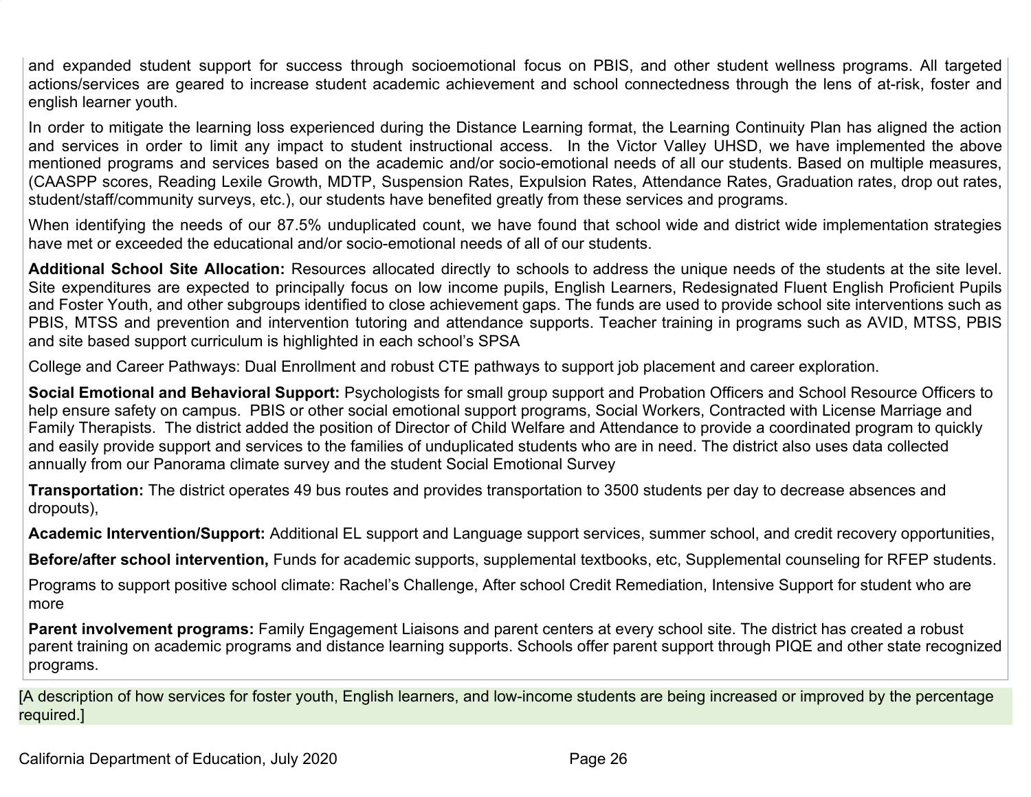and expanded student support for success through socioemotional focus on PBIS, and other student wellness programs. All targeted actions/services are geared to increase student academic achievement and school connectedness through the lens of at-risk, foster and english learner youth.

In order to mitigate the learning loss experienced during the Distance Learning format, the Learning Continuity Plan has aligned the action and services in order to limit any impact to student instructional access. In the Victor Valley UHSD, we have implemented the above mentioned programs and services based on the academic and/or socio-emotional needs of all our students. Based on multiple measures, (CAASPP scores, Reading Lexile Growth, MDTP, Suspension Rates, Expulsion Rates, Attendance Rates, Graduation rates, drop out rates, student/staff/community surveys, etc.), our students have benefited greatly from these services and programs.

When identifying the needs of our 87.5% unduplicated count, we have found that school wide and district wide implementation strategies have met or exceeded the educational and/or socio-emotional needs of all of our students.

**Additional School Site Allocation:** Resources allocated directly to schools to address the unique needs of the students at the site level. Site expenditures are expected to principally focus on low income pupils, English Learners, Redesignated Fluent English Proficient Pupils and Foster Youth, and other subgroups identified to close achievement gaps. The funds are used to provide school site interventions such as PBIS, MTSS and prevention and intervention tutoring and attendance supports. Teacher training in programs such as AVID, MTSS, PBIS and site based support curriculum is highlighted in each school's SPSA

College and Career Pathways: Dual Enrollment and robust CTE pathways to support job placement and career exploration.

**Social Emotional and Behavioral Support:** Psychologists for small group support and Probation Officers and School Resource Officers to help ensure safety on campus. PBIS or other social emotional support programs, Social Workers, Contracted with License Marriage and Family Therapists. The district added the position of Director of Child Welfare and Attendance to provide a coordinated program to quickly and easily provide support and services to the families of unduplicated students who are in need. The district also uses data collected annually from our Panorama climate survey and the student Social Emotional Survey

**Transportation:** The district operates 49 bus routes and provides transportation to 3500 students per day to decrease absences and dropouts),

**Academic Intervention/Support:** Additional EL support and Language support services, summer school, and credit recovery opportunities,

**Before/after school intervention,** Funds for academic supports, supplemental textbooks, etc, Supplemental counseling for RFEP students.

Programs to support positive school climate: Rachel's Challenge, After school Credit Remediation, Intensive Support for student who are more

**Parent involvement programs:** Family Engagement Liaisons and parent centers at every school site. The district has created a robust parent training on academic programs and distance learning supports. Schools offer parent support through PIQE and other state recognized programs.

[A description of how services for foster youth, English learners, and low-income students are being increased or improved by the percentage required.]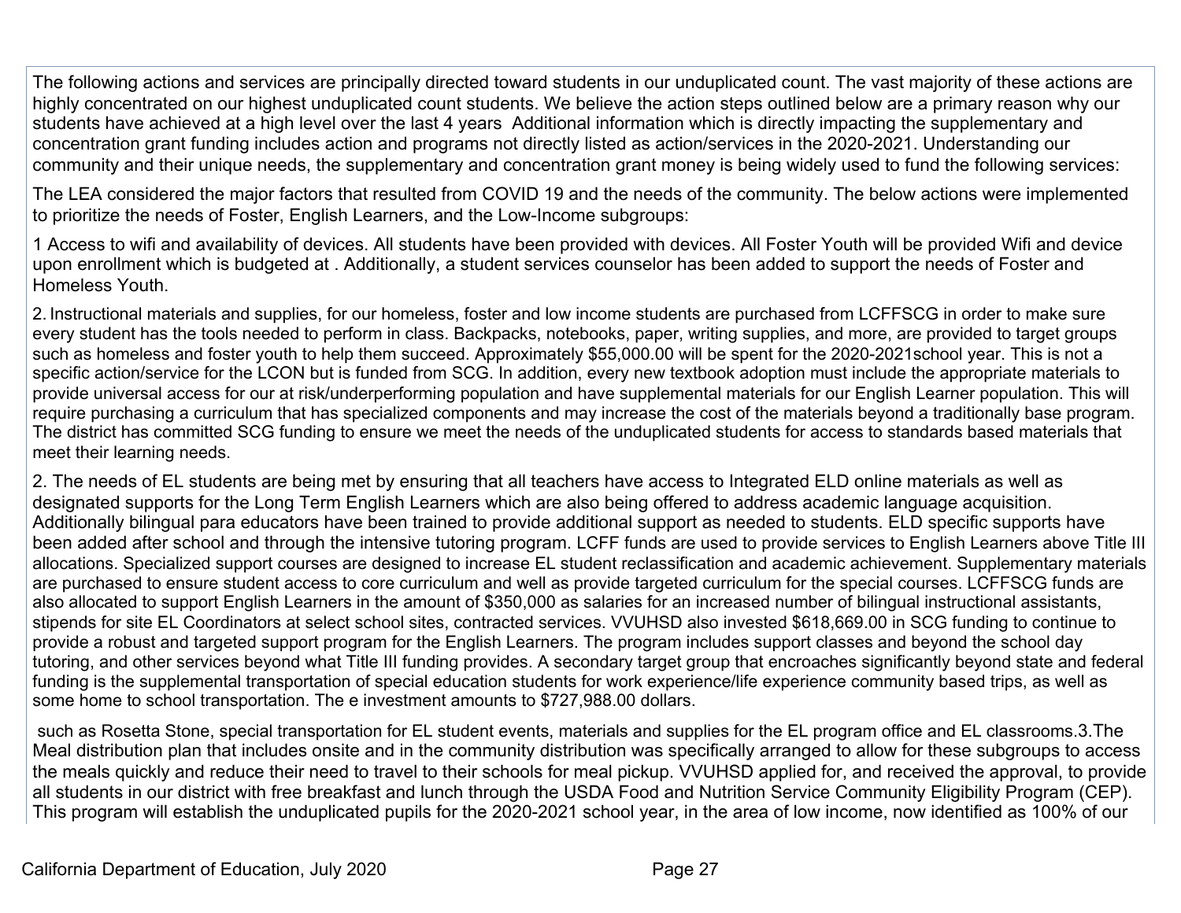The following actions and services are principally directed toward students in our unduplicated count. The vast majority of these actions are highly concentrated on our highest unduplicated count students. We believe the action steps outlined below are a primary reason why our students have achieved at a high level over the last 4 years  Additional information which is directly impacting the supplementary and concentration grant funding includes action and programs not directly listed as action/services in the 2020-2021. Understanding our community and their unique needs, the supplementary and concentration grant money is being widely used to fund the following services:

The LEA considered the major factors that resulted from COVID 19 and the needs of the community. The below actions were implemented to prioritize the needs of Foster, English Learners, and the Low-Income subgroups:

1 Access to wifi and availability of devices. All students have been provided with devices. All Foster Youth will be provided Wifi and device upon enrollment which is budgeted at . Additionally, a student services counselor has been added to support the needs of Foster and Homeless Youth.

2. Instructional materials and supplies, for our homeless, foster and low income students are purchased from LCFFSCG in order to make sure every student has the tools needed to perform in class. Backpacks, notebooks, paper, writing supplies, and more, are provided to target groups such as homeless and foster youth to help them succeed. Approximately $55,000.00 will be spent for the 2020-2021school year. This is not a specific action/service for the LCON but is funded from SCG. In addition, every new textbook adoption must include the appropriate materials to provide universal access for our at risk/underperforming population and have supplemental materials for our English Learner population. This will require purchasing a curriculum that has specialized components and may increase the cost of the materials beyond a traditionally base program. The district has committed SCG funding to ensure we meet the needs of the unduplicated students for access to standards based materials that meet their learning needs.

2. The needs of EL students are being met by ensuring that all teachers have access to Integrated ELD online materials as well as designated supports for the Long Term English Learners which are also being offered to address academic language acquisition. Additionally bilingual para educators have been trained to provide additional support as needed to students. ELD specific supports have been added after school and through the intensive tutoring program. LCFF funds are used to provide services to English Learners above Title III allocations. Specialized support courses are designed to increase EL student reclassification and academic achievement. Supplementary materials are purchased to ensure student access to core curriculum and well as provide targeted curriculum for the special courses. LCFFSCG funds are also allocated to support English Learners in the amount of $350,000 as salaries for an increased number of bilingual instructional assistants, stipends for site EL Coordinators at select school sites, contracted services. VVUHSD also invested $618,669.00 in SCG funding to continue to provide a robust and targeted support program for the English Learners. The program includes support classes and beyond the school day tutoring, and other services beyond what Title III funding provides. A secondary target group that encroaches significantly beyond state and federal funding is the supplemental transportation of special education students for work experience/life experience community based trips, as well as some home to school transportation. The e investment amounts to $727,988.00 dollars.

such as Rosetta Stone, special transportation for EL student events, materials and supplies for the EL program office and EL classrooms.3.The Meal distribution plan that includes onsite and in the community distribution was specifically arranged to allow for these subgroups to access the meals quickly and reduce their need to travel to their schools for meal pickup. VVUHSD applied for, and received the approval, to provide all students in our district with free breakfast and lunch through the USDA Food and Nutrition Service Community Eligibility Program (CEP). This program will establish the unduplicated pupils for the 2020-2021 school year, in the area of low income, now identified as 100% of our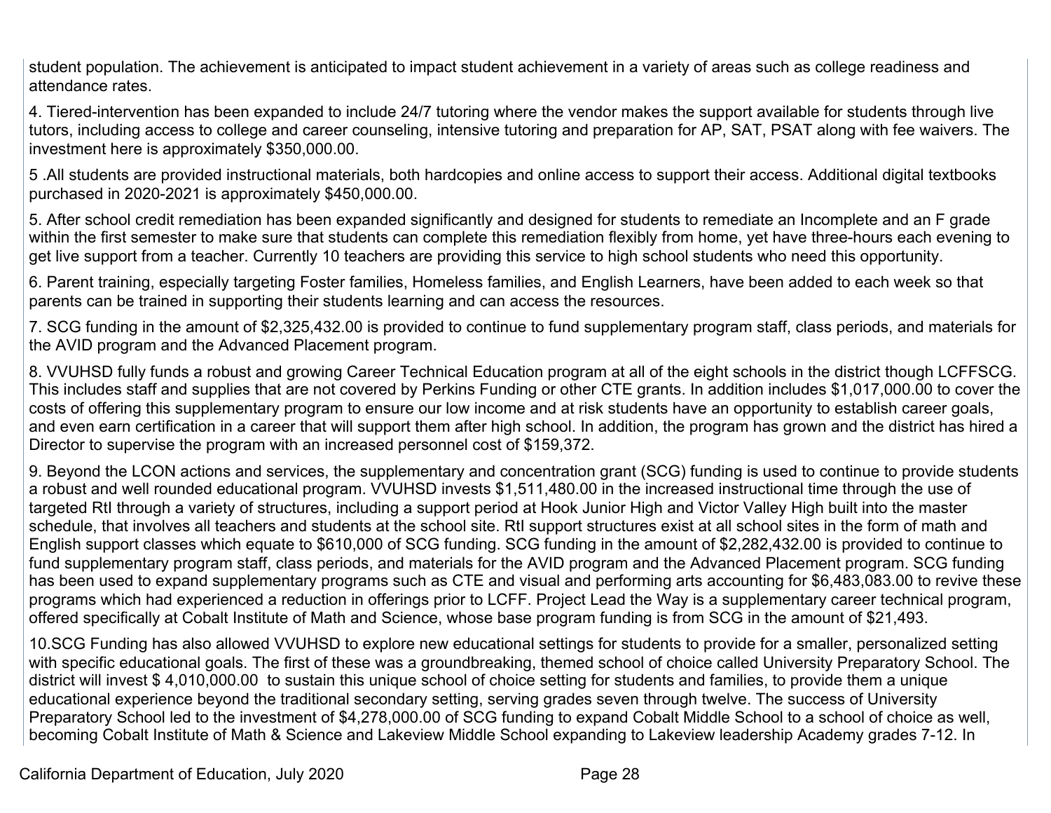student population. The achievement is anticipated to impact student achievement in a variety of areas such as college readiness and attendance rates.

4. Tiered-intervention has been expanded to include 24/7 tutoring where the vendor makes the support available for students through live tutors, including access to college and career counseling, intensive tutoring and preparation for AP, SAT, PSAT along with fee waivers. The investment here is approximately $350,000.00.

5 .All students are provided instructional materials, both hardcopies and online access to support their access. Additional digital textbooks purchased in 2020-2021 is approximately $450,000.00.

5. After school credit remediation has been expanded significantly and designed for students to remediate an Incomplete and an F grade within the first semester to make sure that students can complete this remediation flexibly from home, yet have three-hours each evening to get live support from a teacher. Currently 10 teachers are providing this service to high school students who need this opportunity.

6. Parent training, especially targeting Foster families, Homeless families, and English Learners, have been added to each week so that parents can be trained in supporting their students learning and can access the resources.

7. SCG funding in the amount of $2,325,432.00 is provided to continue to fund supplementary program staff, class periods, and materials for the AVID program and the Advanced Placement program.

8. VVUHSD fully funds a robust and growing Career Technical Education program at all of the eight schools in the district though LCFFSCG. This includes staff and supplies that are not covered by Perkins Funding or other CTE grants. In addition includes $1,017,000.00 to cover the costs of offering this supplementary program to ensure our low income and at risk students have an opportunity to establish career goals, and even earn certification in a career that will support them after high school. In addition, the program has grown and the district has hired a Director to supervise the program with an increased personnel cost of $159,372.

9. Beyond the LCON actions and services, the supplementary and concentration grant (SCG) funding is used to continue to provide students a robust and well rounded educational program. VVUHSD invests $1,511,480.00 in the increased instructional time through the use of targeted RtI through a variety of structures, including a support period at Hook Junior High and Victor Valley High built into the master schedule, that involves all teachers and students at the school site. RtI support structures exist at all school sites in the form of math and English support classes which equate to $610,000 of SCG funding. SCG funding in the amount of $2,282,432.00 is provided to continue to fund supplementary program staff, class periods, and materials for the AVID program and the Advanced Placement program. SCG funding has been used to expand supplementary programs such as CTE and visual and performing arts accounting for $6,483,083.00 to revive these programs which had experienced a reduction in offerings prior to LCFF. Project Lead the Way is a supplementary career technical program, offered specifically at Cobalt Institute of Math and Science, whose base program funding is from SCG in the amount of $21,493.

10.SCG Funding has also allowed VVUHSD to explore new educational settings for students to provide for a smaller, personalized setting with specific educational goals. The first of these was a groundbreaking, themed school of choice called University Preparatory School. The district will invest $ 4,010,000.00 to sustain this unique school of choice setting for students and families, to provide them a unique educational experience beyond the traditional secondary setting, serving grades seven through twelve. The success of University Preparatory School led to the investment of $4,278,000.00 of SCG funding to expand Cobalt Middle School to a school of choice as well, becoming Cobalt Institute of Math & Science and Lakeview Middle School expanding to Lakeview leadership Academy grades 7-12. In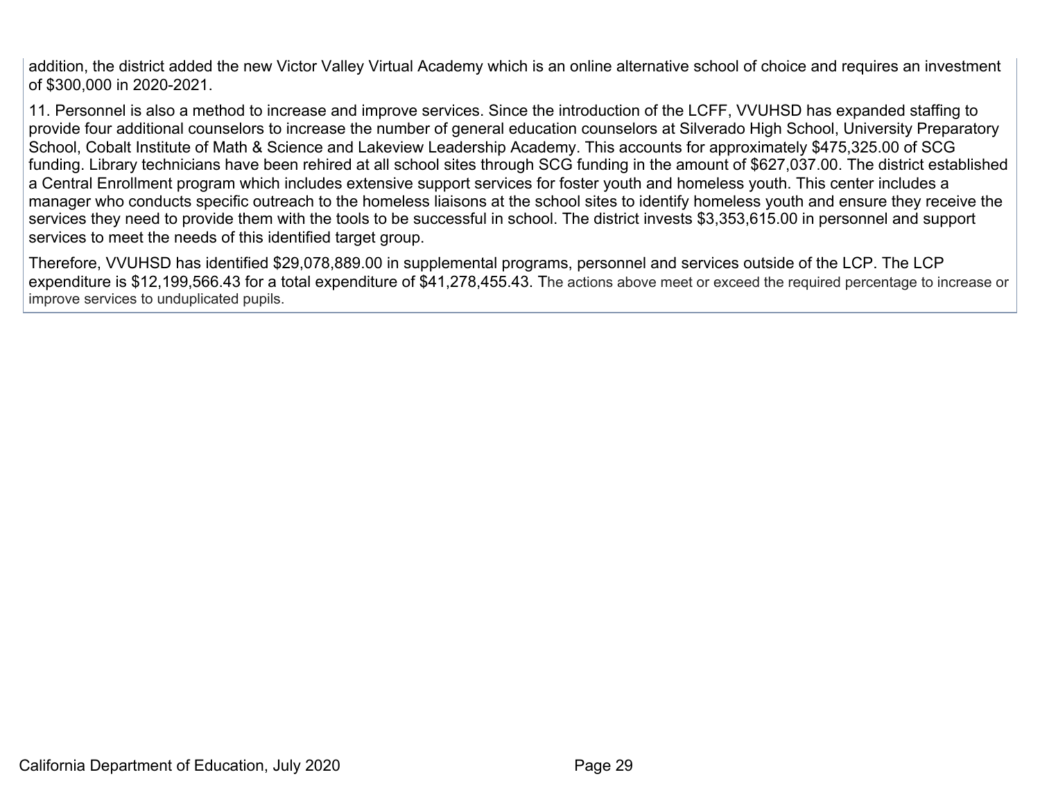addition, the district added the new Victor Valley Virtual Academy which is an online alternative school of choice and requires an investment of $300,000 in 2020-2021.

11. Personnel is also a method to increase and improve services. Since the introduction of the LCFF, VVUHSD has expanded staffing to provide four additional counselors to increase the number of general education counselors at Silverado High School, University Preparatory School, Cobalt Institute of Math & Science and Lakeview Leadership Academy. This accounts for approximately $475,325.00 of SCG funding. Library technicians have been rehired at all school sites through SCG funding in the amount of $627,037.00. The district established a Central Enrollment program which includes extensive support services for foster youth and homeless youth. This center includes a manager who conducts specific outreach to the homeless liaisons at the school sites to identify homeless youth and ensure they receive the services they need to provide them with the tools to be successful in school. The district invests $3,353,615.00 in personnel and support services to meet the needs of this identified target group.

Therefore, VVUHSD has identified $29,078,889.00 in supplemental programs, personnel and services outside of the LCP. The LCP expenditure is $12,199,566.43 for a total expenditure of $41,278,455.43. The actions above meet or exceed the required percentage to increase or improve services to unduplicated pupils.